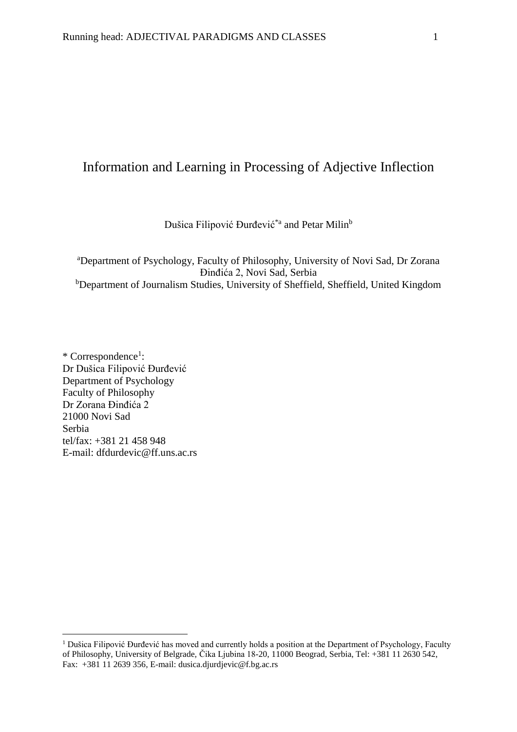# Information and Learning in Processing of Adjective Inflection

Dušica Filipović Đurđević[*a] and Petar Milin[b]

[a]Department of Psychology, Faculty of Philosophy, University of Novi Sad, Dr Zorana Đinđića 2, Novi Sad, Serbia
[b]Department of Journalism Studies, University of Sheffield, Sheffield, United Kingdom

\* Correspondence[1]:
Dr Dušica Filipović Đurđević
Department of Psychology
Faculty of Philosophy
Dr Zorana Đinđića 2
21000 Novi Sad
Serbia
tel/fax: +381 21 458 948
E-mail: dfdurdevic@ff.uns.ac.rs

[1] Dušica Filipović Đurđević has moved and currently holds a position at the Department of Psychology, Faculty of Philosophy, University of Belgrade, Čika Ljubina 18-20, 11000 Beograd, Serbia, Tel: +381 11 2630 542, Fax: +381 11 2639 356, E-mail: dusica.djurdjevic@f.bg.ac.rs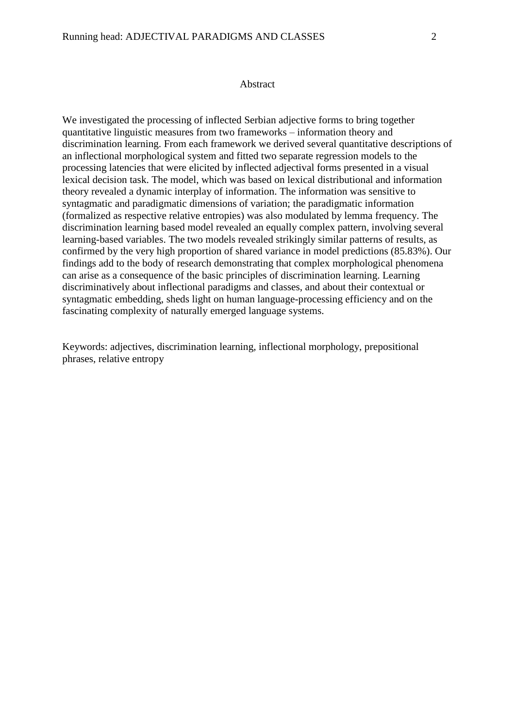## Abstract

We investigated the processing of inflected Serbian adjective forms to bring together quantitative linguistic measures from two frameworks – information theory and discrimination learning. From each framework we derived several quantitative descriptions of an inflectional morphological system and fitted two separate regression models to the processing latencies that were elicited by inflected adjectival forms presented in a visual lexical decision task. The model, which was based on lexical distributional and information theory revealed a dynamic interplay of information. The information was sensitive to syntagmatic and paradigmatic dimensions of variation; the paradigmatic information (formalized as respective relative entropies) was also modulated by lemma frequency. The discrimination learning based model revealed an equally complex pattern, involving several learning-based variables. The two models revealed strikingly similar patterns of results, as confirmed by the very high proportion of shared variance in model predictions (85.83%). Our findings add to the body of research demonstrating that complex morphological phenomena can arise as a consequence of the basic principles of discrimination learning. Learning discriminatively about inflectional paradigms and classes, and about their contextual or syntagmatic embedding, sheds light on human language-processing efficiency and on the fascinating complexity of naturally emerged language systems.

Keywords: adjectives, discrimination learning, inflectional morphology, prepositional phrases, relative entropy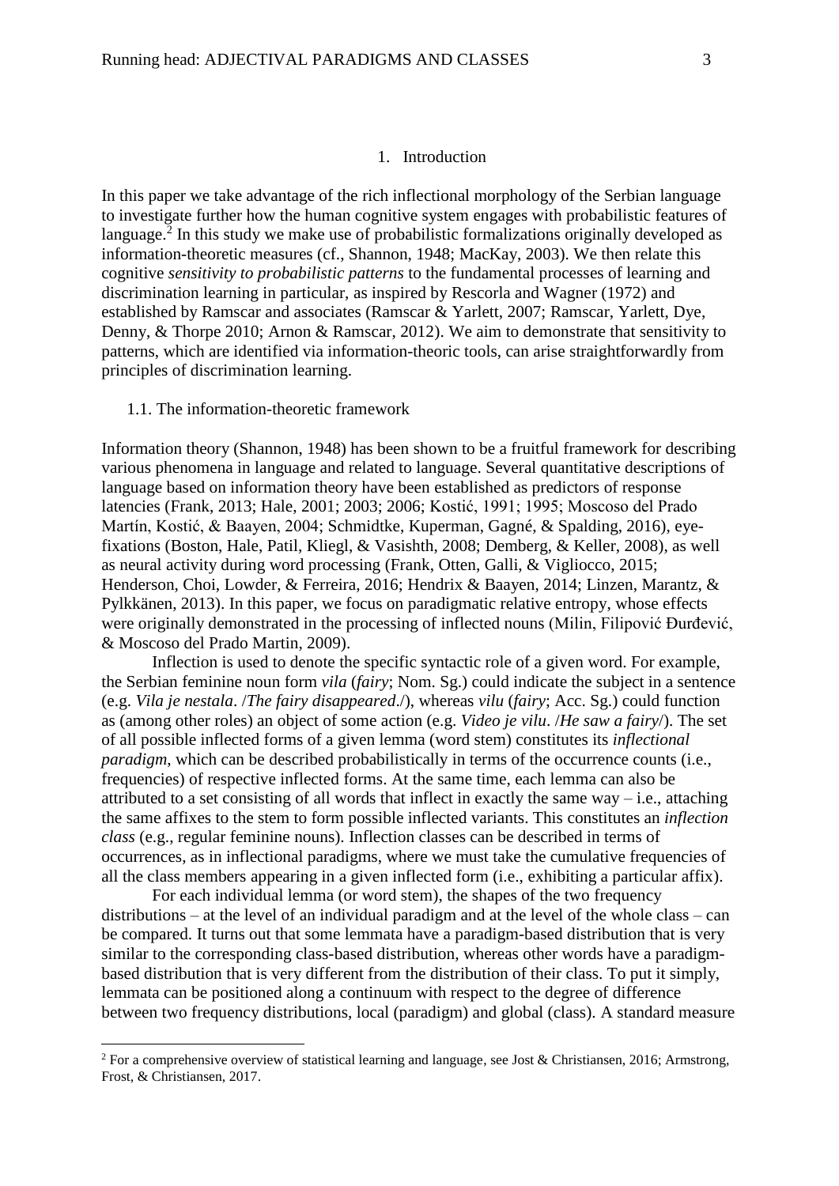## 1. Introduction

In this paper we take advantage of the rich inflectional morphology of the Serbian language to investigate further how the human cognitive system engages with probabilistic features of language.[2] In this study we make use of probabilistic formalizations originally developed as information-theoretic measures (cf., Shannon, 1948; MacKay, 2003). We then relate this cognitive *sensitivity to probabilistic patterns* to the fundamental processes of learning and discrimination learning in particular, as inspired by Rescorla and Wagner (1972) and established by Ramscar and associates (Ramscar & Yarlett, 2007; Ramscar, Yarlett, Dye, Denny, & Thorpe 2010; Arnon & Ramscar, 2012). We aim to demonstrate that sensitivity to patterns, which are identified via information-theoric tools, can arise straightforwardly from principles of discrimination learning.

### 1.1. The information-theoretic framework

Information theory (Shannon, 1948) has been shown to be a fruitful framework for describing various phenomena in language and related to language. Several quantitative descriptions of language based on information theory have been established as predictors of response latencies (Frank, 2013; Hale, 2001; 2003; 2006; Kostić, 1991; 1995; Moscoso del Prado Martín, Kostić, & Baayen, 2004; Schmidtke, Kuperman, Gagné, & Spalding, 2016), eye-fixations (Boston, Hale, Patil, Kliegl, & Vasishth, 2008; Demberg, & Keller, 2008), as well as neural activity during word processing (Frank, Otten, Galli, & Vigliocco, 2015; Henderson, Choi, Lowder, & Ferreira, 2016; Hendrix & Baayen, 2014; Linzen, Marantz, & Pylkkänen, 2013). In this paper, we focus on paradigmatic relative entropy, whose effects were originally demonstrated in the processing of inflected nouns (Milin, Filipović Đurđević, & Moscoso del Prado Martin, 2009).

Inflection is used to denote the specific syntactic role of a given word. For example, the Serbian feminine noun form *vila* (*fairy*; Nom. Sg.) could indicate the subject in a sentence (e.g. *Vila je nestala*. /*The fairy disappeared*./), whereas *vilu* (*fairy*; Acc. Sg.) could function as (among other roles) an object of some action (e.g. *Video je vilu*. /*He saw a fairy*/). The set of all possible inflected forms of a given lemma (word stem) constitutes its *inflectional paradigm*, which can be described probabilistically in terms of the occurrence counts (i.e., frequencies) of respective inflected forms. At the same time, each lemma can also be attributed to a set consisting of all words that inflect in exactly the same way – i.e., attaching the same affixes to the stem to form possible inflected variants. This constitutes an *inflection class* (e.g., regular feminine nouns). Inflection classes can be described in terms of occurrences, as in inflectional paradigms, where we must take the cumulative frequencies of all the class members appearing in a given inflected form (i.e., exhibiting a particular affix).

For each individual lemma (or word stem), the shapes of the two frequency distributions – at the level of an individual paradigm and at the level of the whole class – can be compared. It turns out that some lemmata have a paradigm-based distribution that is very similar to the corresponding class-based distribution, whereas other words have a paradigm-based distribution that is very different from the distribution of their class. To put it simply, lemmata can be positioned along a continuum with respect to the degree of difference between two frequency distributions, local (paradigm) and global (class). A standard measure

---

[2] For a comprehensive overview of statistical learning and language, see Jost & Christiansen, 2016; Armstrong, Frost, & Christiansen, 2017.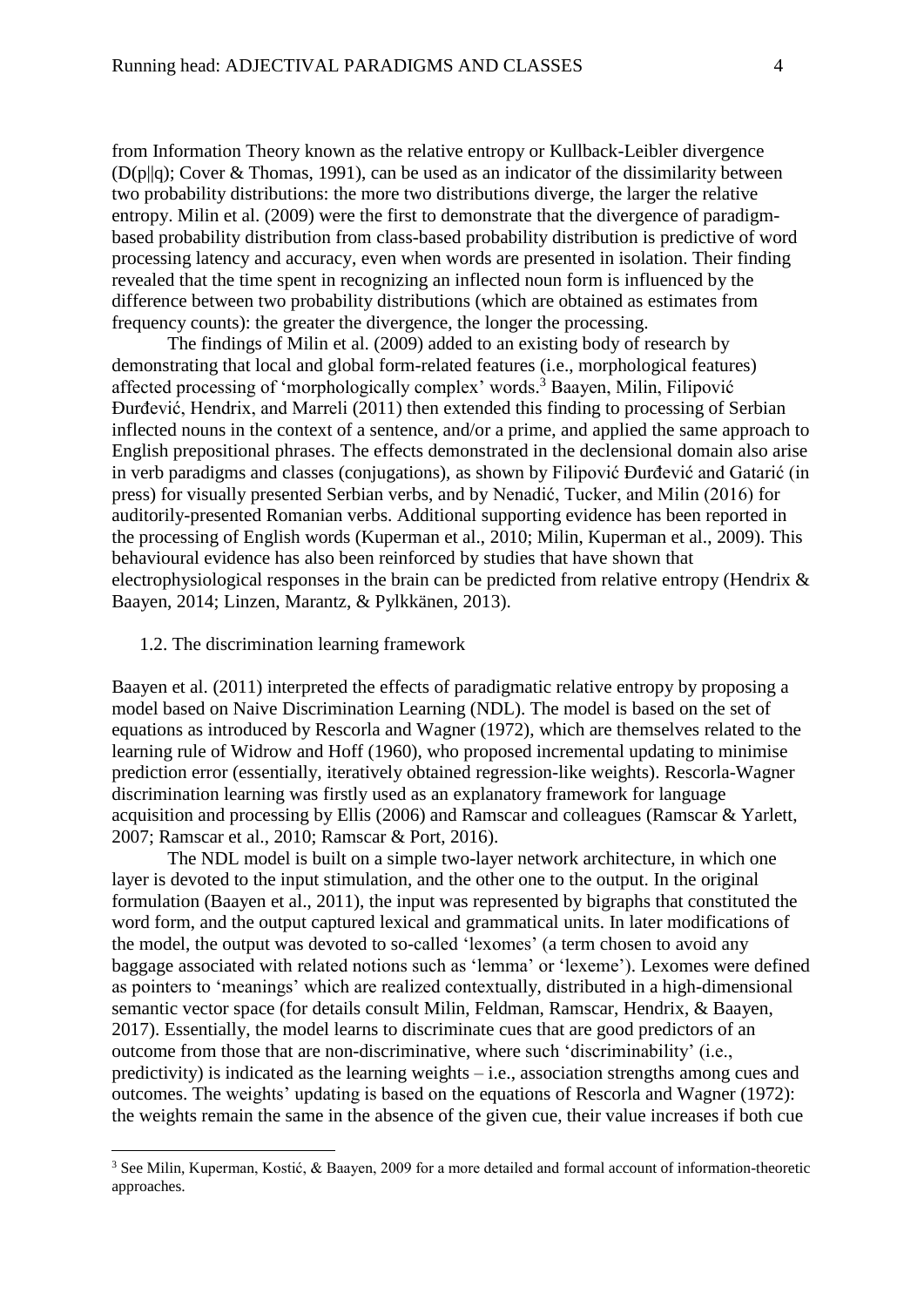from Information Theory known as the relative entropy or Kullback-Leibler divergence ($D(p||q)$; Cover & Thomas, 1991), can be used as an indicator of the dissimilarity between two probability distributions: the more two distributions diverge, the larger the relative entropy. Milin et al. (2009) were the first to demonstrate that the divergence of paradigm-based probability distribution from class-based probability distribution is predictive of word processing latency and accuracy, even when words are presented in isolation. Their finding revealed that the time spent in recognizing an inflected noun form is influenced by the difference between two probability distributions (which are obtained as estimates from frequency counts): the greater the divergence, the longer the processing.

The findings of Milin et al. (2009) added to an existing body of research by demonstrating that local and global form-related features (i.e., morphological features) affected processing of 'morphologically complex' words.[3] Baayen, Milin, Filipović Đurđević, Hendrix, and Marreli (2011) then extended this finding to processing of Serbian inflected nouns in the context of a sentence, and/or a prime, and applied the same approach to English prepositional phrases. The effects demonstrated in the declensional domain also arise in verb paradigms and classes (conjugations), as shown by Filipović Đurđević and Gatarić (in press) for visually presented Serbian verbs, and by Nenadić, Tucker, and Milin (2016) for auditorily-presented Romanian verbs. Additional supporting evidence has been reported in the processing of English words (Kuperman et al., 2010; Milin, Kuperman et al., 2009). This behavioural evidence has also been reinforced by studies that have shown that electrophysiological responses in the brain can be predicted from relative entropy (Hendrix & Baayen, 2014; Linzen, Marantz, & Pylkkänen, 2013).

### 1.2. The discrimination learning framework

Baayen et al. (2011) interpreted the effects of paradigmatic relative entropy by proposing a model based on Naive Discrimination Learning (NDL). The model is based on the set of equations as introduced by Rescorla and Wagner (1972), which are themselves related to the learning rule of Widrow and Hoff (1960), who proposed incremental updating to minimise prediction error (essentially, iteratively obtained regression-like weights). Rescorla-Wagner discrimination learning was firstly used as an explanatory framework for language acquisition and processing by Ellis (2006) and Ramscar and colleagues (Ramscar & Yarlett, 2007; Ramscar et al., 2010; Ramscar & Port, 2016).

The NDL model is built on a simple two-layer network architecture, in which one layer is devoted to the input stimulation, and the other one to the output. In the original formulation (Baayen et al., 2011), the input was represented by bigraphs that constituted the word form, and the output captured lexical and grammatical units. In later modifications of the model, the output was devoted to so-called 'lexomes' (a term chosen to avoid any baggage associated with related notions such as 'lemma' or 'lexeme'). Lexomes were defined as pointers to 'meanings' which are realized contextually, distributed in a high-dimensional semantic vector space (for details consult Milin, Feldman, Ramscar, Hendrix, & Baayen, 2017). Essentially, the model learns to discriminate cues that are good predictors of an outcome from those that are non-discriminative, where such 'discriminability' (i.e., predictivity) is indicated as the learning weights – i.e., association strengths among cues and outcomes. The weights' updating is based on the equations of Rescorla and Wagner (1972): the weights remain the same in the absence of the given cue, their value increases if both cue

[3] See Milin, Kuperman, Kostić, & Baayen, 2009 for a more detailed and formal account of information-theoretic approaches.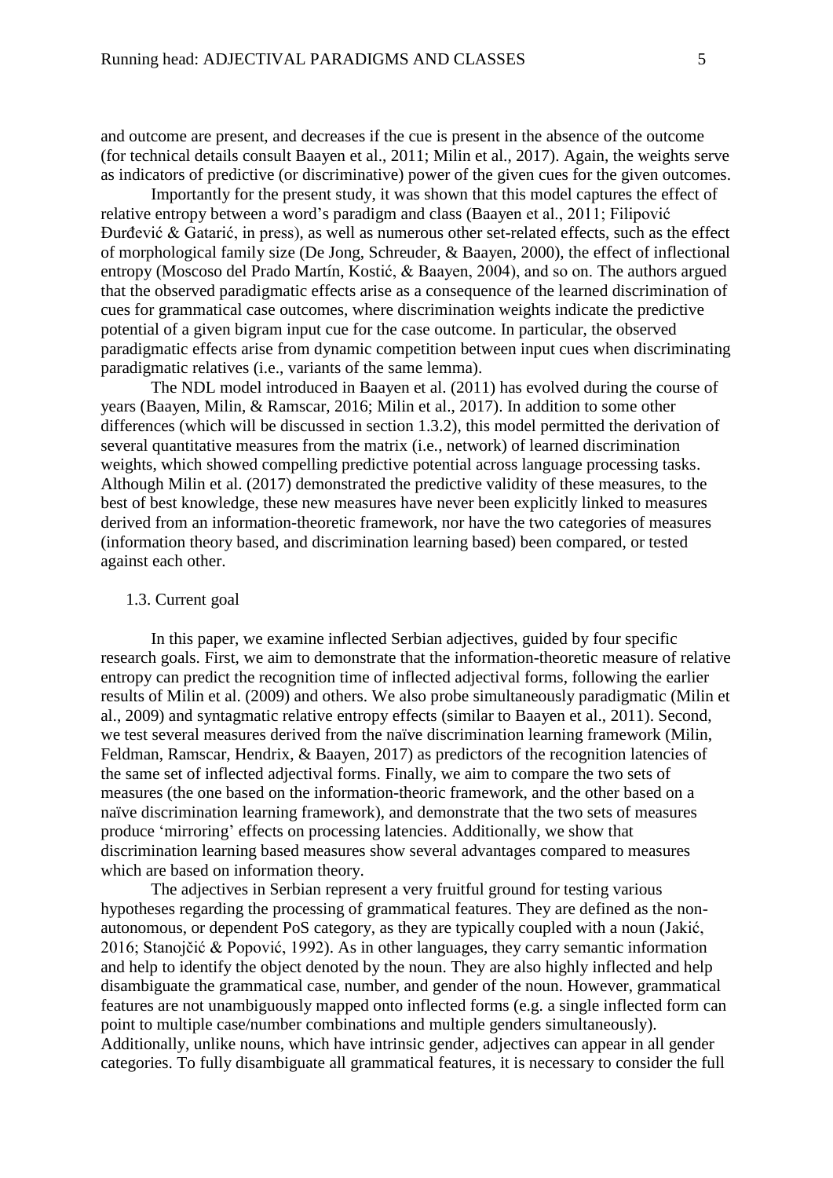and outcome are present, and decreases if the cue is present in the absence of the outcome (for technical details consult Baayen et al., 2011; Milin et al., 2017). Again, the weights serve as indicators of predictive (or discriminative) power of the given cues for the given outcomes.

Importantly for the present study, it was shown that this model captures the effect of relative entropy between a word's paradigm and class (Baayen et al., 2011; Filipović Đurđević & Gatarić, in press), as well as numerous other set-related effects, such as the effect of morphological family size (De Jong, Schreuder, & Baayen, 2000), the effect of inflectional entropy (Moscoso del Prado Martín, Kostić, & Baayen, 2004), and so on. The authors argued that the observed paradigmatic effects arise as a consequence of the learned discrimination of cues for grammatical case outcomes, where discrimination weights indicate the predictive potential of a given bigram input cue for the case outcome. In particular, the observed paradigmatic effects arise from dynamic competition between input cues when discriminating paradigmatic relatives (i.e., variants of the same lemma).

The NDL model introduced in Baayen et al. (2011) has evolved during the course of years (Baayen, Milin, & Ramscar, 2016; Milin et al., 2017). In addition to some other differences (which will be discussed in section 1.3.2), this model permitted the derivation of several quantitative measures from the matrix (i.e., network) of learned discrimination weights, which showed compelling predictive potential across language processing tasks. Although Milin et al. (2017) demonstrated the predictive validity of these measures, to the best of best knowledge, these new measures have never been explicitly linked to measures derived from an information-theoretic framework, nor have the two categories of measures (information theory based, and discrimination learning based) been compared, or tested against each other.

## 1.3. Current goal

In this paper, we examine inflected Serbian adjectives, guided by four specific research goals. First, we aim to demonstrate that the information-theoretic measure of relative entropy can predict the recognition time of inflected adjectival forms, following the earlier results of Milin et al. (2009) and others. We also probe simultaneously paradigmatic (Milin et al., 2009) and syntagmatic relative entropy effects (similar to Baayen et al., 2011). Second, we test several measures derived from the naïve discrimination learning framework (Milin, Feldman, Ramscar, Hendrix, & Baayen, 2017) as predictors of the recognition latencies of the same set of inflected adjectival forms. Finally, we aim to compare the two sets of measures (the one based on the information-theoric framework, and the other based on a naïve discrimination learning framework), and demonstrate that the two sets of measures produce 'mirroring' effects on processing latencies. Additionally, we show that discrimination learning based measures show several advantages compared to measures which are based on information theory.

The adjectives in Serbian represent a very fruitful ground for testing various hypotheses regarding the processing of grammatical features. They are defined as the non-autonomous, or dependent PoS category, as they are typically coupled with a noun (Jakić, 2016; Stanojčić & Popović, 1992). As in other languages, they carry semantic information and help to identify the object denoted by the noun. They are also highly inflected and help disambiguate the grammatical case, number, and gender of the noun. However, grammatical features are not unambiguously mapped onto inflected forms (e.g. a single inflected form can point to multiple case/number combinations and multiple genders simultaneously). Additionally, unlike nouns, which have intrinsic gender, adjectives can appear in all gender categories. To fully disambiguate all grammatical features, it is necessary to consider the full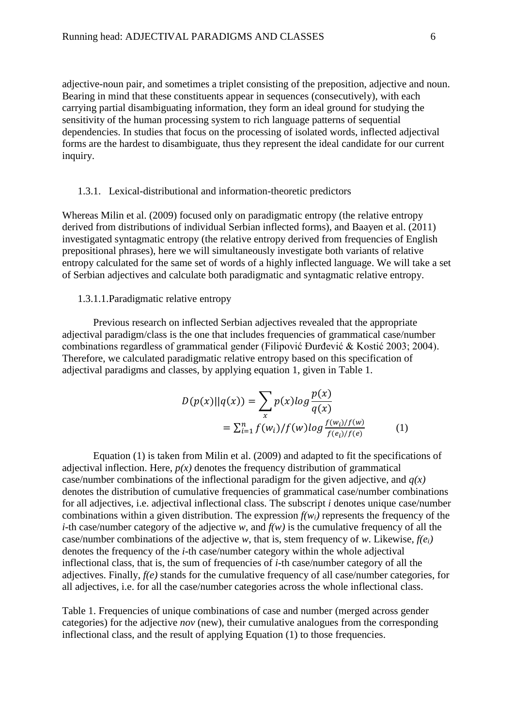adjective-noun pair, and sometimes a triplet consisting of the preposition, adjective and noun. Bearing in mind that these constituents appear in sequences (consecutively), with each carrying partial disambiguating information, they form an ideal ground for studying the sensitivity of the human processing system to rich language patterns of sequential dependencies. In studies that focus on the processing of isolated words, inflected adjectival forms are the hardest to disambiguate, thus they represent the ideal candidate for our current inquiry.

### 1.3.1. Lexical-distributional and information-theoretic predictors

Whereas Milin et al. (2009) focused only on paradigmatic entropy (the relative entropy derived from distributions of individual Serbian inflected forms), and Baayen et al. (2011) investigated syntagmatic entropy (the relative entropy derived from frequencies of English prepositional phrases), here we will simultaneously investigate both variants of relative entropy calculated for the same set of words of a highly inflected language. We will take a set of Serbian adjectives and calculate both paradigmatic and syntagmatic relative entropy.

#### 1.3.1.1. Paradigmatic relative entropy

Previous research on inflected Serbian adjectives revealed that the appropriate adjectival paradigm/class is the one that includes frequencies of grammatical case/number combinations regardless of grammatical gender (Filipović Đurđević & Kostić 2003; 2004). Therefore, we calculated paradigmatic relative entropy based on this specification of adjectival paradigms and classes, by applying equation 1, given in Table 1.

$$D(p(x)||q(x)) = \sum_{x} p(x) log \frac{p(x)}{q(x)} = \sum_{i=1}^{n} f(w_i)/f(w) log \frac{f(w_i)/f(w)}{f(e_i)/f(e)} \qquad (1)$$

Equation (1) is taken from Milin et al. (2009) and adapted to fit the specifications of adjectival inflection. Here, *p(x)* denotes the frequency distribution of grammatical case/number combinations of the inflectional paradigm for the given adjective, and *q(x)* denotes the distribution of cumulative frequencies of grammatical case/number combinations for all adjectives, i.e. adjectival inflectional class. The subscript *i* denotes unique case/number combinations within a given distribution. The expression $f(w_i)$ represents the frequency of the *i*-th case/number category of the adjective *w*, and *f(w)* is the cumulative frequency of all the case/number combinations of the adjective *w*, that is, stem frequency of *w*. Likewise, $f(e_i)$ denotes the frequency of the *i*-th case/number category within the whole adjectival inflectional class, that is, the sum of frequencies of *i*-th case/number category of all the adjectives. Finally, *f(e)* stands for the cumulative frequency of all case/number categories, for all adjectives, i.e. for all the case/number categories across the whole inflectional class.

Table 1. Frequencies of unique combinations of case and number (merged across gender categories) for the adjective *nov* (new), their cumulative analogues from the corresponding inflectional class, and the result of applying Equation (1) to those frequencies.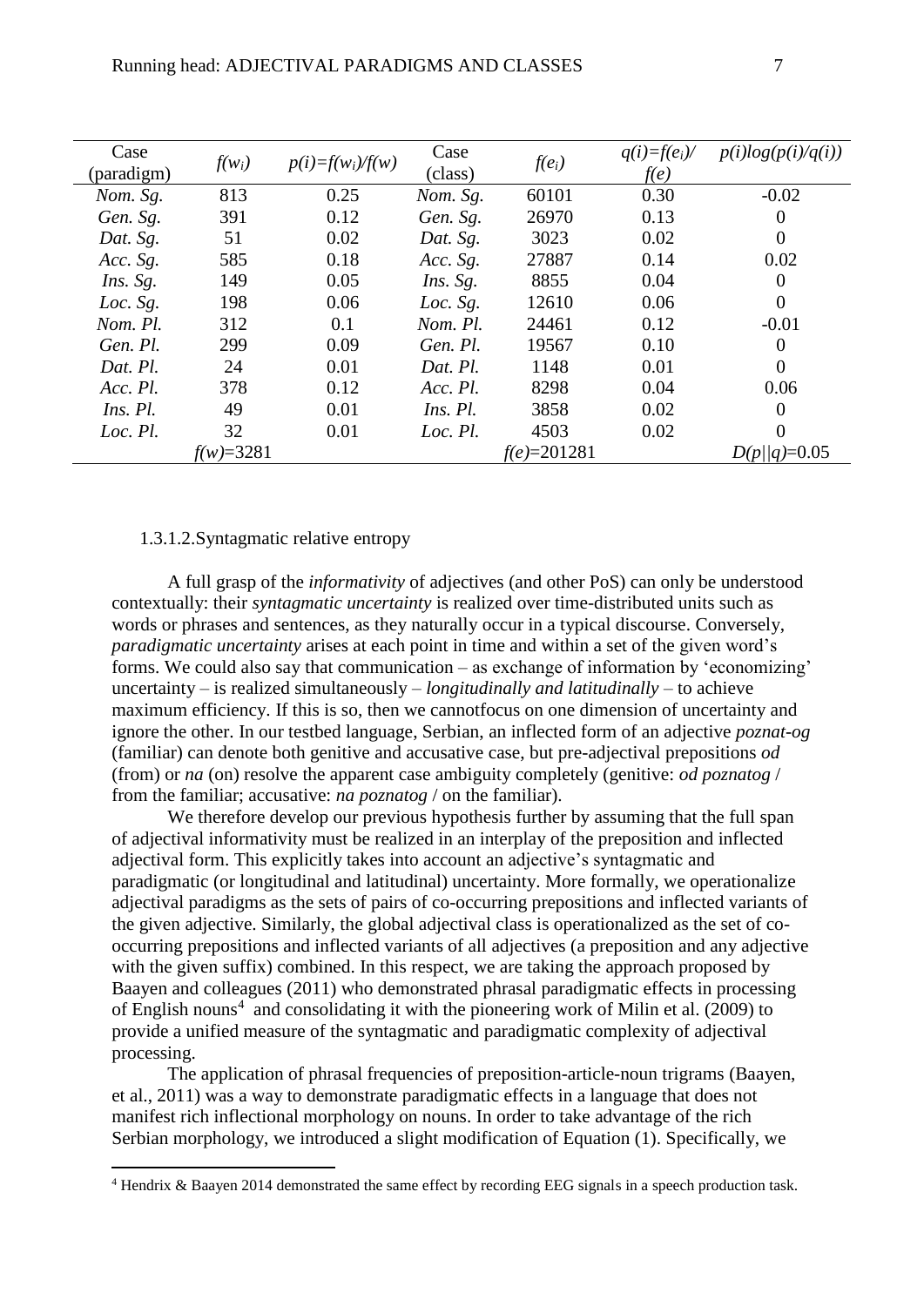| Case (paradigm) | $f(w_i)$ | $p(i)=f(w_i)/f(w)$ | Case (class) | $f(e_i)$ | $q(i)=f(e_i)/f(e)$ | $p(i)log(p(i)/q(i))$ |
|---|---|---|---|---|---|---|
| *Nom. Sg.* | 813 | 0.25 | *Nom. Sg.* | 60101 | 0.30 | -0.02 |
| *Gen. Sg.* | 391 | 0.12 | *Gen. Sg.* | 26970 | 0.13 | 0 |
| *Dat. Sg.* | 51 | 0.02 | *Dat. Sg.* | 3023 | 0.02 | 0 |
| *Acc. Sg.* | 585 | 0.18 | *Acc. Sg.* | 27887 | 0.14 | 0.02 |
| *Ins. Sg.* | 149 | 0.05 | *Ins. Sg.* | 8855 | 0.04 | 0 |
| *Loc. Sg.* | 198 | 0.06 | *Loc. Sg.* | 12610 | 0.06 | 0 |
| *Nom. Pl.* | 312 | 0.1 | *Nom. Pl.* | 24461 | 0.12 | -0.01 |
| *Gen. Pl.* | 299 | 0.09 | *Gen. Pl.* | 19567 | 0.10 | 0 |
| *Dat. Pl.* | 24 | 0.01 | *Dat. Pl.* | 1148 | 0.01 | 0 |
| *Acc. Pl.* | 378 | 0.12 | *Acc. Pl.* | 8298 | 0.04 | 0.06 |
| *Ins. Pl.* | 49 | 0.01 | *Ins. Pl.* | 3858 | 0.02 | 0 |
| *Loc. Pl.* | 32 | 0.01 | *Loc. Pl.* | 4503 | 0.02 | 0 |
| | $f(w)$=3281 | | | $f(e)$=201281 | | $D(p\|\|q)$=0.05 |

1.3.1.2. Syntagmatic relative entropy

A full grasp of the *informativity* of adjectives (and other PoS) can only be understood contextually: their *syntagmatic uncertainty* is realized over time-distributed units such as words or phrases and sentences, as they naturally occur in a typical discourse. Conversely, *paradigmatic uncertainty* arises at each point in time and within a set of the given word's forms. We could also say that communication – as exchange of information by 'economizing' uncertainty – is realized simultaneously – *longitudinally and latitudinally* – to achieve maximum efficiency. If this is so, then we cannotfocus on one dimension of uncertainty and ignore the other. In our testbed language, Serbian, an inflected form of an adjective *poznat-og* (familiar) can denote both genitive and accusative case, but pre-adjectival prepositions *od* (from) or *na* (on) resolve the apparent case ambiguity completely (genitive: *od poznatog* / from the familiar; accusative: *na poznatog* / on the familiar).

We therefore develop our previous hypothesis further by assuming that the full span of adjectival informativity must be realized in an interplay of the preposition and inflected adjectival form. This explicitly takes into account an adjective's syntagmatic and paradigmatic (or longitudinal and latitudinal) uncertainty. More formally, we operationalize adjectival paradigms as the sets of pairs of co-occurring prepositions and inflected variants of the given adjective. Similarly, the global adjectival class is operationalized as the set of co-occurring prepositions and inflected variants of all adjectives (a preposition and any adjective with the given suffix) combined. In this respect, we are taking the approach proposed by Baayen and colleagues (2011) who demonstrated phrasal paradigmatic effects in processing of English nouns[4] and consolidating it with the pioneering work of Milin et al. (2009) to provide a unified measure of the syntagmatic and paradigmatic complexity of adjectival processing.

The application of phrasal frequencies of preposition-article-noun trigrams (Baayen, et al., 2011) was a way to demonstrate paradigmatic effects in a language that does not manifest rich inflectional morphology on nouns. In order to take advantage of the rich Serbian morphology, we introduced a slight modification of Equation (1). Specifically, we

[4] Hendrix & Baayen 2014 demonstrated the same effect by recording EEG signals in a speech production task.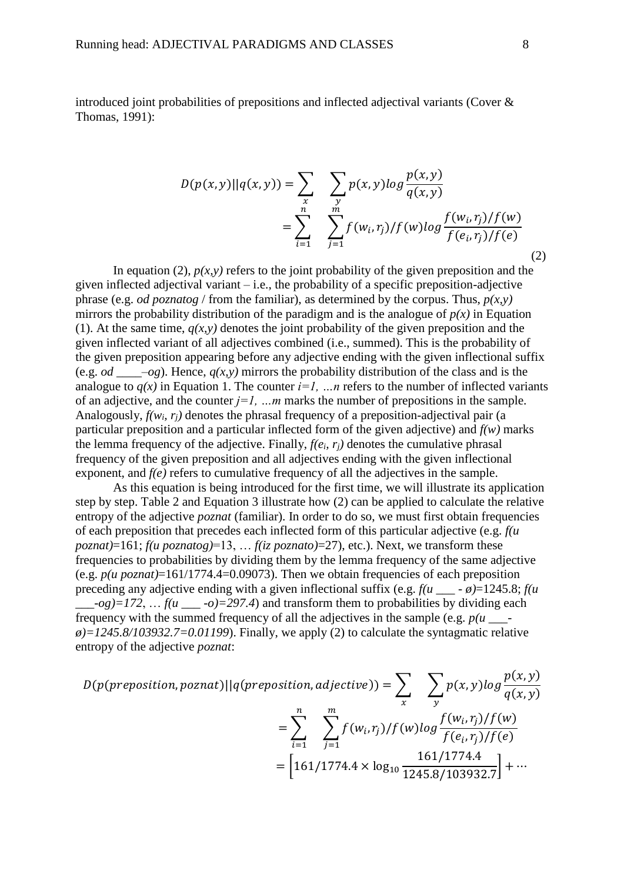introduced joint probabilities of prepositions and inflected adjectival variants (Cover & Thomas, 1991):

$$D(p(x,y)||q(x,y)) = \sum_{x} \sum_{y} p(x,y) log \frac{p(x,y)}{q(x,y)} = \sum_{i=1}^{n} \sum_{j=1}^{m} f(w_i, r_j)/f(w) log \frac{f(w_i, r_j)/f(w)}{f(e_i, r_j)/f(e)} \tag{2}$$

In equation (2), $p(x,y)$ refers to the joint probability of the given preposition and the given inflected adjectival variant – i.e., the probability of a specific preposition-adjective phrase (e.g. *od poznatog* / from the familiar), as determined by the corpus. Thus, $p(x,y)$ mirrors the probability distribution of the paradigm and is the analogue of $p(x)$ in Equation (1). At the same time, $q(x,y)$ denotes the joint probability of the given preposition and the given inflected variant of all adjectives combined (i.e., summed). This is the probability of the given preposition appearing before any adjective ending with the given inflectional suffix (e.g. *od \_\_\_\_–og*). Hence, $q(x,y)$ mirrors the probability distribution of the class and is the analogue to $q(x)$ in Equation 1. The counter $i=1, \ldots n$ refers to the number of inflected variants of an adjective, and the counter $j=1, \ldots m$ marks the number of prepositions in the sample. Analogously, $f(w_i, r_j)$ denotes the phrasal frequency of a preposition-adjectival pair (a particular preposition and a particular inflected form of the given adjective) and $f(w)$ marks the lemma frequency of the adjective. Finally, $f(e_i, r_j)$ denotes the cumulative phrasal frequency of the given preposition and all adjectives ending with the given inflectional exponent, and $f(e)$ refers to cumulative frequency of all the adjectives in the sample.

As this equation is being introduced for the first time, we will illustrate its application step by step. Table 2 and Equation 3 illustrate how (2) can be applied to calculate the relative entropy of the adjective *poznat* (familiar). In order to do so, we must first obtain frequencies of each preposition that precedes each inflected form of this particular adjective (e.g. *f(u poznat)*=161; *f(u poznatog)*=13, … *f(iz poznato)*=27), etc.). Next, we transform these frequencies to probabilities by dividing them by the lemma frequency of the same adjective (e.g. *p(u poznat)*=161/1774.4=0.09073). Then we obtain frequencies of each preposition preceding any adjective ending with a given inflectional suffix (e.g. *f(u \_\_\_ - ø)*=1245.8; *f(u \_\_\_-og)=172*, … *f(u \_\_\_ -o)=297.4*) and transform them to probabilities by dividing each frequency with the summed frequency of all the adjectives in the sample (e.g. *p(u \_\_\_-ø)=1245.8/103932.7=0.01199*). Finally, we apply (2) to calculate the syntagmatic relative entropy of the adjective *poznat*:

$$D(p(preposition, poznat)||q(preposition, adjective)) = \sum_{x} \sum_{y} p(x,y) log \frac{p(x,y)}{q(x,y)} = \sum_{i=1}^{n} \sum_{j=1}^{m} f(w_i, r_j)/f(w) log \frac{f(w_i, r_j)/f(w)}{f(e_i, r_j)/f(e)} = \left[161/1774.4 \times \log_{10} \frac{161/1774.4}{1245.8/103932.7}\right] + \cdots$$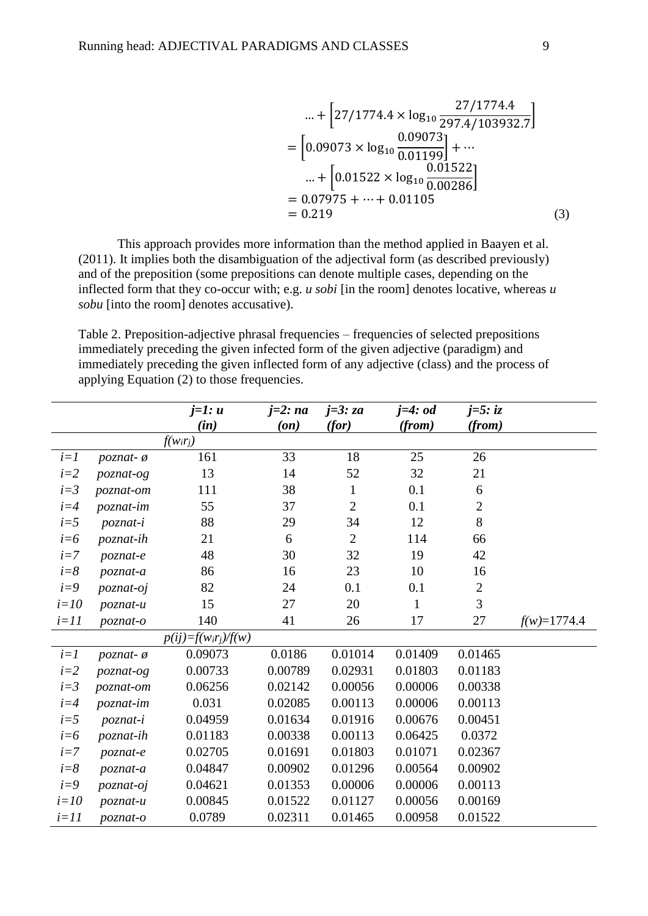$$
\begin{aligned}
&\ldots + \left[27/1774.4 \times \log_{10} \frac{27/1774.4}{297.4/103932.7}\right] \\
&= \left[0.09073 \times \log_{10} \frac{0.09073}{0.01199}\right] + \cdots \\
&\ldots + \left[0.01522 \times \log_{10} \frac{0.01522}{0.00286}\right] \\
&= 0.07975 + \cdots + 0.01105 \\
&= 0.219 \qquad (3)
\end{aligned}
$$

This approach provides more information than the method applied in Baayen et al. (2011). It implies both the disambiguation of the adjectival form (as described previously) and of the preposition (some prepositions can denote multiple cases, depending on the inflected form that they co-occur with; e.g. *u sobi* [in the room] denotes locative, whereas *u sobu* [into the room] denotes accusative).

Table 2. Preposition-adjective phrasal frequencies – frequencies of selected prepositions immediately preceding the given infected form of the given adjective (paradigm) and immediately preceding the given inflected form of any adjective (class) and the process of applying Equation (2) to those frequencies.

| | | *j=1: u (in)* | *j=2: na (on)* | *j=3: za (for)* | *j=4: od (from)* | *j=5: iz (from)* | |
|---|---|---|---|---|---|---|---|
| | | $f(w_i r_j)$ | | | | | |
| *i=1* | *poznat- ø* | 161 | 33 | 18 | 25 | 26 | |
| *i=2* | *poznat-og* | 13 | 14 | 52 | 32 | 21 | |
| *i=3* | *poznat-om* | 111 | 38 | 1 | 0.1 | 6 | |
| *i=4* | *poznat-im* | 55 | 37 | 2 | 0.1 | 2 | |
| *i=5* | *poznat-i* | 88 | 29 | 34 | 12 | 8 | |
| *i=6* | *poznat-ih* | 21 | 6 | 2 | 114 | 66 | |
| *i=7* | *poznat-e* | 48 | 30 | 32 | 19 | 42 | |
| *i=8* | *poznat-a* | 86 | 16 | 23 | 10 | 16 | |
| *i=9* | *poznat-oj* | 82 | 24 | 0.1 | 0.1 | 2 | |
| *i=10* | *poznat-u* | 15 | 27 | 20 | 1 | 3 | |
| *i=11* | *poznat-o* | 140 | 41 | 26 | 17 | 27 | $f(w)$=1774.4 |
| | | $p(ij)=f(w_i r_j)/f(w)$ | | | | | |
| *i=1* | *poznat- ø* | 0.09073 | 0.0186 | 0.01014 | 0.01409 | 0.01465 | |
| *i=2* | *poznat-og* | 0.00733 | 0.00789 | 0.02931 | 0.01803 | 0.01183 | |
| *i=3* | *poznat-om* | 0.06256 | 0.02142 | 0.00056 | 0.00006 | 0.00338 | |
| *i=4* | *poznat-im* | 0.031 | 0.02085 | 0.00113 | 0.00006 | 0.00113 | |
| *i=5* | *poznat-i* | 0.04959 | 0.01634 | 0.01916 | 0.00676 | 0.00451 | |
| *i=6* | *poznat-ih* | 0.01183 | 0.00338 | 0.00113 | 0.06425 | 0.0372 | |
| *i=7* | *poznat-e* | 0.02705 | 0.01691 | 0.01803 | 0.01071 | 0.02367 | |
| *i=8* | *poznat-a* | 0.04847 | 0.00902 | 0.01296 | 0.00564 | 0.00902 | |
| *i=9* | *poznat-oj* | 0.04621 | 0.01353 | 0.00006 | 0.00006 | 0.00113 | |
| *i=10* | *poznat-u* | 0.00845 | 0.01522 | 0.01127 | 0.00056 | 0.00169 | |
| *i=11* | *poznat-o* | 0.0789 | 0.02311 | 0.01465 | 0.00958 | 0.01522 | |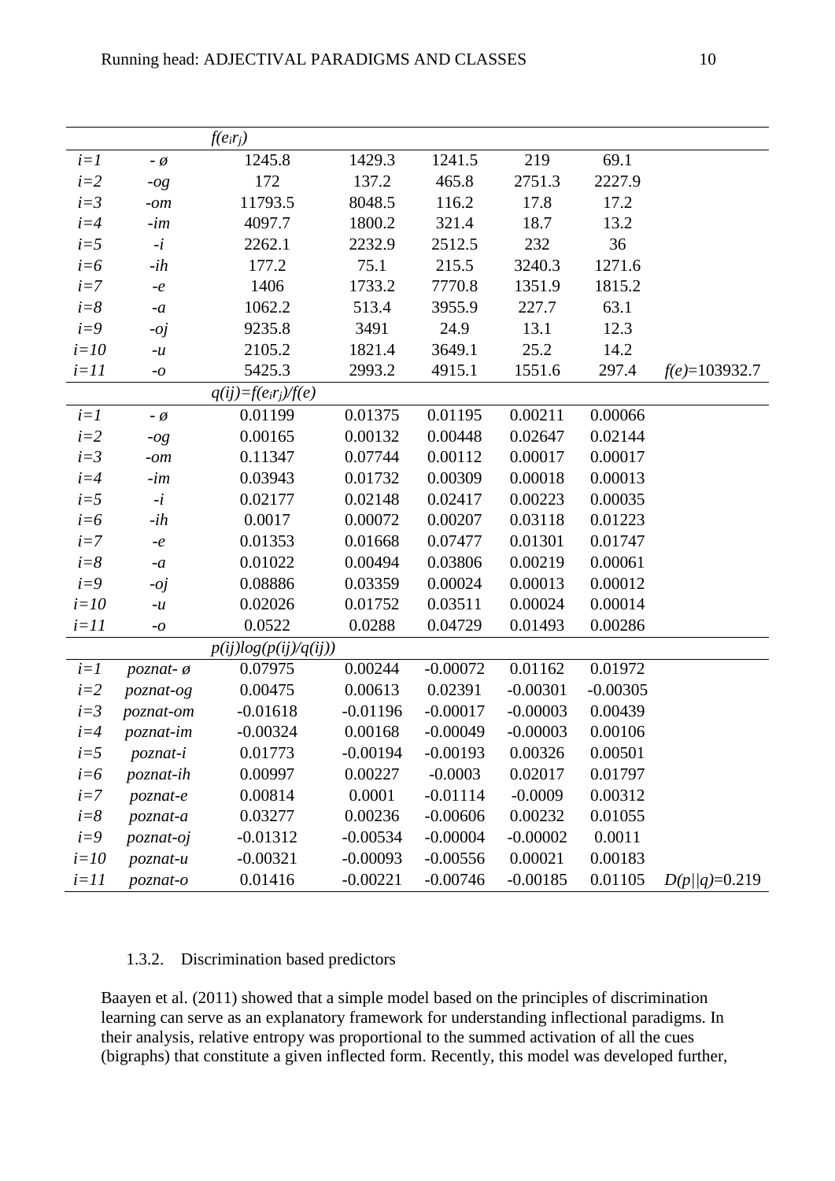| | | $f(e_i r_j)$ | | | | | |
|---|---|---|---|---|---|---|---|
| $i=1$ | - ø | 1245.8 | 1429.3 | 1241.5 | 219 | 69.1 | |
| $i=2$ | *-og* | 172 | 137.2 | 465.8 | 2751.3 | 2227.9 | |
| $i=3$ | *-om* | 11793.5 | 8048.5 | 116.2 | 17.8 | 17.2 | |
| $i=4$ | *-im* | 4097.7 | 1800.2 | 321.4 | 18.7 | 13.2 | |
| $i=5$ | *-i* | 2262.1 | 2232.9 | 2512.5 | 232 | 36 | |
| $i=6$ | *-ih* | 177.2 | 75.1 | 215.5 | 3240.3 | 1271.6 | |
| $i=7$ | *-e* | 1406 | 1733.2 | 7770.8 | 1351.9 | 1815.2 | |
| $i=8$ | *-a* | 1062.2 | 513.4 | 3955.9 | 227.7 | 63.1 | |
| $i=9$ | *-oj* | 9235.8 | 3491 | 24.9 | 13.1 | 12.3 | |
| $i=10$ | *-u* | 2105.2 | 1821.4 | 3649.1 | 25.2 | 14.2 | |
| $i=11$ | *-o* | 5425.3 | 2993.2 | 4915.1 | 1551.6 | 297.4 | $f(e)$=103932.7 |
| | | $q(ij)=f(e_i r_j)/f(e)$ | | | | | |
| $i=1$ | - ø | 0.01199 | 0.01375 | 0.01195 | 0.00211 | 0.00066 | |
| $i=2$ | *-og* | 0.00165 | 0.00132 | 0.00448 | 0.02647 | 0.02144 | |
| $i=3$ | *-om* | 0.11347 | 0.07744 | 0.00112 | 0.00017 | 0.00017 | |
| $i=4$ | *-im* | 0.03943 | 0.01732 | 0.00309 | 0.00018 | 0.00013 | |
| $i=5$ | *-i* | 0.02177 | 0.02148 | 0.02417 | 0.00223 | 0.00035 | |
| $i=6$ | *-ih* | 0.0017 | 0.00072 | 0.00207 | 0.03118 | 0.01223 | |
| $i=7$ | *-e* | 0.01353 | 0.01668 | 0.07477 | 0.01301 | 0.01747 | |
| $i=8$ | *-a* | 0.01022 | 0.00494 | 0.03806 | 0.00219 | 0.00061 | |
| $i=9$ | *-oj* | 0.08886 | 0.03359 | 0.00024 | 0.00013 | 0.00012 | |
| $i=10$ | *-u* | 0.02026 | 0.01752 | 0.03511 | 0.00024 | 0.00014 | |
| $i=11$ | *-o* | 0.0522 | 0.0288 | 0.04729 | 0.01493 | 0.00286 | |
| | | $p(ij)log(p(ij)/q(ij))$ | | | | | |
| $i=1$ | *poznat- ø* | 0.07975 | 0.00244 | -0.00072 | 0.01162 | 0.01972 | |
| $i=2$ | *poznat-og* | 0.00475 | 0.00613 | 0.02391 | -0.00301 | -0.00305 | |
| $i=3$ | *poznat-om* | -0.01618 | -0.01196 | -0.00017 | -0.00003 | 0.00439 | |
| $i=4$ | *poznat-im* | -0.00324 | 0.00168 | -0.00049 | -0.00003 | 0.00106 | |
| $i=5$ | *poznat-i* | 0.01773 | -0.00194 | -0.00193 | 0.00326 | 0.00501 | |
| $i=6$ | *poznat-ih* | 0.00997 | 0.00227 | -0.0003 | 0.02017 | 0.01797 | |
| $i=7$ | *poznat-e* | 0.00814 | 0.0001 | -0.01114 | -0.0009 | 0.00312 | |
| $i=8$ | *poznat-a* | 0.03277 | 0.00236 | -0.00606 | 0.00232 | 0.01055 | |
| $i=9$ | *poznat-oj* | -0.01312 | -0.00534 | -0.00004 | -0.00002 | 0.0011 | |
| $i=10$ | *poznat-u* | -0.00321 | -0.00093 | -0.00556 | 0.00021 | 0.00183 | |
| $i=11$ | *poznat-o* | 0.01416 | -0.00221 | -0.00746 | -0.00185 | 0.01105 | $D(p\|\|q)$=0.219 |

### 1.3.2. Discrimination based predictors

Baayen et al. (2011) showed that a simple model based on the principles of discrimination learning can serve as an explanatory framework for understanding inflectional paradigms. In their analysis, relative entropy was proportional to the summed activation of all the cues (bigraphs) that constitute a given inflected form. Recently, this model was developed further,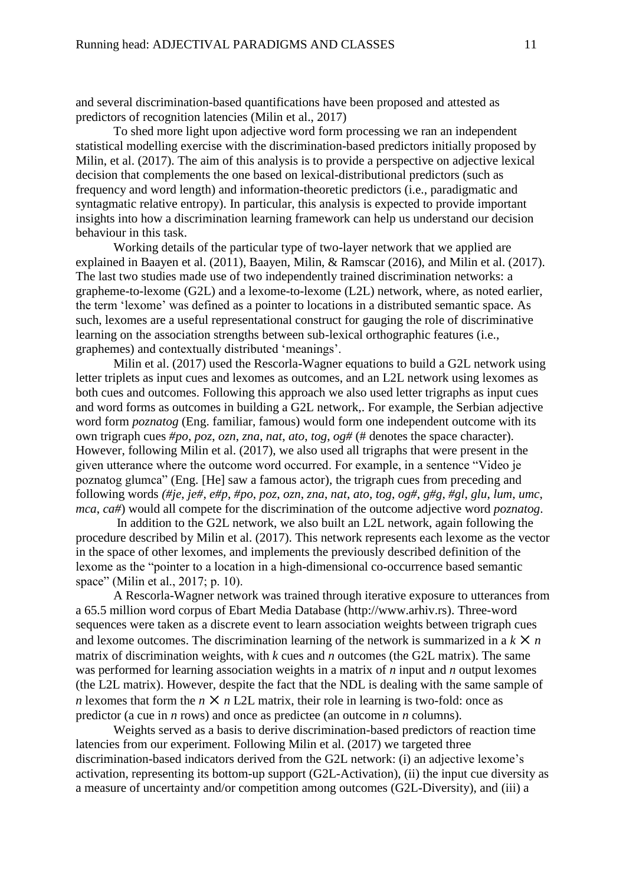and several discrimination-based quantifications have been proposed and attested as predictors of recognition latencies (Milin et al., 2017)

To shed more light upon adjective word form processing we ran an independent statistical modelling exercise with the discrimination-based predictors initially proposed by Milin, et al. (2017). The aim of this analysis is to provide a perspective on adjective lexical decision that complements the one based on lexical-distributional predictors (such as frequency and word length) and information-theoretic predictors (i.e., paradigmatic and syntagmatic relative entropy). In particular, this analysis is expected to provide important insights into how a discrimination learning framework can help us understand our decision behaviour in this task.

Working details of the particular type of two-layer network that we applied are explained in Baayen et al. (2011), Baayen, Milin, & Ramscar (2016), and Milin et al. (2017). The last two studies made use of two independently trained discrimination networks: a grapheme-to-lexome (G2L) and a lexome-to-lexome (L2L) network, where, as noted earlier, the term 'lexome' was defined as a pointer to locations in a distributed semantic space. As such, lexomes are a useful representational construct for gauging the role of discriminative learning on the association strengths between sub-lexical orthographic features (i.e., graphemes) and contextually distributed 'meanings'.

Milin et al. (2017) used the Rescorla-Wagner equations to build a G2L network using letter triplets as input cues and lexomes as outcomes, and an L2L network using lexomes as both cues and outcomes. Following this approach we also used letter trigraphs as input cues and word forms as outcomes in building a G2L network,. For example, the Serbian adjective word form *poznatog* (Eng. familiar, famous) would form one independent outcome with its own trigraph cues *#po*, *poz*, *ozn*, *zna*, *nat*, *ato*, *tog*, *og#* (# denotes the space character). However, following Milin et al. (2017), we also used all trigraphs that were present in the given utterance where the outcome word occurred. For example, in a sentence "Video je poznatog glumca" (Eng. [He] saw a famous actor), the trigraph cues from preceding and following words *(#je*, *je#*, *e#p*, *#po*, *poz*, *ozn*, *zna*, *nat*, *ato*, *tog*, *og#*, *g#g*, *#gl*, *glu*, *lum*, *umc*, *mca*, *ca#*) would all compete for the discrimination of the outcome adjective word *poznatog*.

In addition to the G2L network, we also built an L2L network, again following the procedure described by Milin et al. (2017). This network represents each lexome as the vector in the space of other lexomes, and implements the previously described definition of the lexome as the "pointer to a location in a high-dimensional co-occurrence based semantic space" (Milin et al., 2017; p. 10).

A Rescorla-Wagner network was trained through iterative exposure to utterances from a 65.5 million word corpus of Ebart Media Database (http://www.arhiv.rs). Three-word sequences were taken as a discrete event to learn association weights between trigraph cues and lexome outcomes. The discrimination learning of the network is summarized in a $k \times n$ matrix of discrimination weights, with $k$ cues and $n$ outcomes (the G2L matrix). The same was performed for learning association weights in a matrix of $n$ input and $n$ output lexomes (the L2L matrix). However, despite the fact that the NDL is dealing with the same sample of $n$ lexomes that form the $n \times n$ L2L matrix, their role in learning is two-fold: once as predictor (a cue in $n$ rows) and once as predictee (an outcome in $n$ columns).

Weights served as a basis to derive discrimination-based predictors of reaction time latencies from our experiment. Following Milin et al. (2017) we targeted three discrimination-based indicators derived from the G2L network: (i) an adjective lexome's activation, representing its bottom-up support (G2L-Activation), (ii) the input cue diversity as a measure of uncertainty and/or competition among outcomes (G2L-Diversity), and (iii) a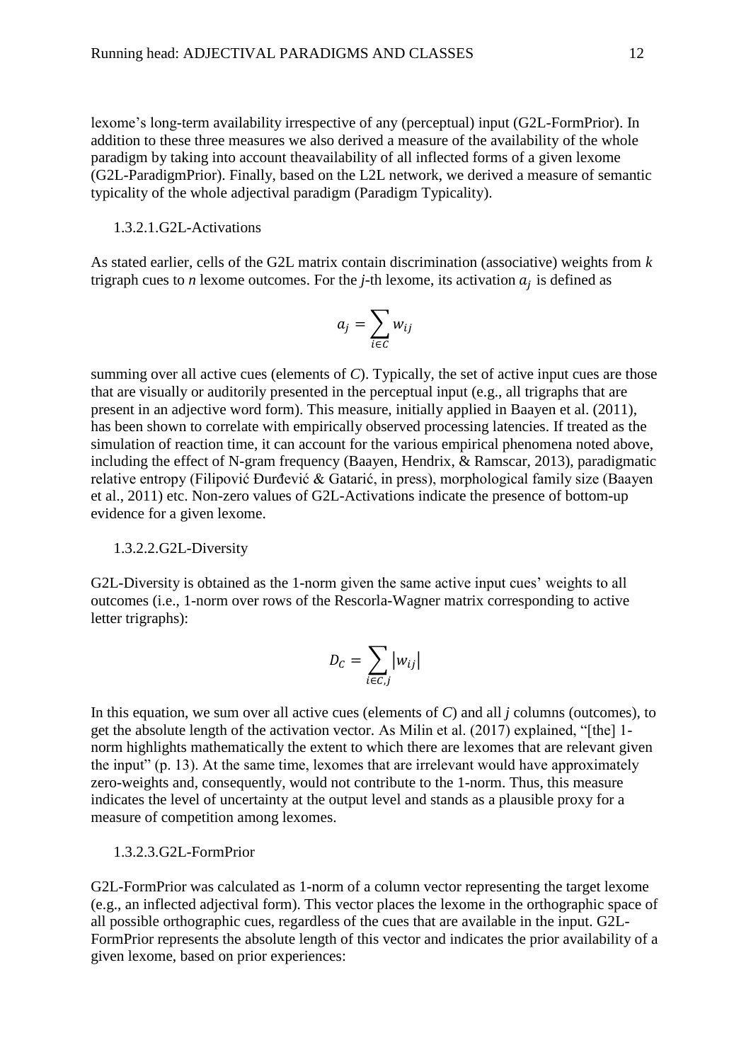lexome's long-term availability irrespective of any (perceptual) input (G2L-FormPrior). In addition to these three measures we also derived a measure of the availability of the whole paradigm by taking into account theavailability of all inflected forms of a given lexome (G2L-ParadigmPrior). Finally, based on the L2L network, we derived a measure of semantic typicality of the whole adjectival paradigm (Paradigm Typicality).

#### 1.3.2.1.G2L-Activations

As stated earlier, cells of the G2L matrix contain discrimination (associative) weights from *k* trigraph cues to *n* lexome outcomes. For the *j*-th lexome, its activation $a_j$ is defined as

$$a_j = \sum_{i \in C} w_{ij}$$

summing over all active cues (elements of *C*). Typically, the set of active input cues are those that are visually or auditorily presented in the perceptual input (e.g., all trigraphs that are present in an adjective word form). This measure, initially applied in Baayen et al. (2011), has been shown to correlate with empirically observed processing latencies. If treated as the simulation of reaction time, it can account for the various empirical phenomena noted above, including the effect of N-gram frequency (Baayen, Hendrix, & Ramscar, 2013), paradigmatic relative entropy (Filipović Đurđević & Gatarić, in press), morphological family size (Baayen et al., 2011) etc. Non-zero values of G2L-Activations indicate the presence of bottom-up evidence for a given lexome.

#### 1.3.2.2.G2L-Diversity

G2L-Diversity is obtained as the 1-norm given the same active input cues' weights to all outcomes (i.e., 1-norm over rows of the Rescorla-Wagner matrix corresponding to active letter trigraphs):

$$D_C = \sum_{i \in C, j} |w_{ij}|$$

In this equation, we sum over all active cues (elements of *C*) and all *j* columns (outcomes), to get the absolute length of the activation vector. As Milin et al. (2017) explained, "[the] 1-norm highlights mathematically the extent to which there are lexomes that are relevant given the input" (p. 13). At the same time, lexomes that are irrelevant would have approximately zero-weights and, consequently, would not contribute to the 1-norm. Thus, this measure indicates the level of uncertainty at the output level and stands as a plausible proxy for a measure of competition among lexomes.

#### 1.3.2.3.G2L-FormPrior

G2L-FormPrior was calculated as 1-norm of a column vector representing the target lexome (e.g., an inflected adjectival form). This vector places the lexome in the orthographic space of all possible orthographic cues, regardless of the cues that are available in the input. G2L-FormPrior represents the absolute length of this vector and indicates the prior availability of a given lexome, based on prior experiences: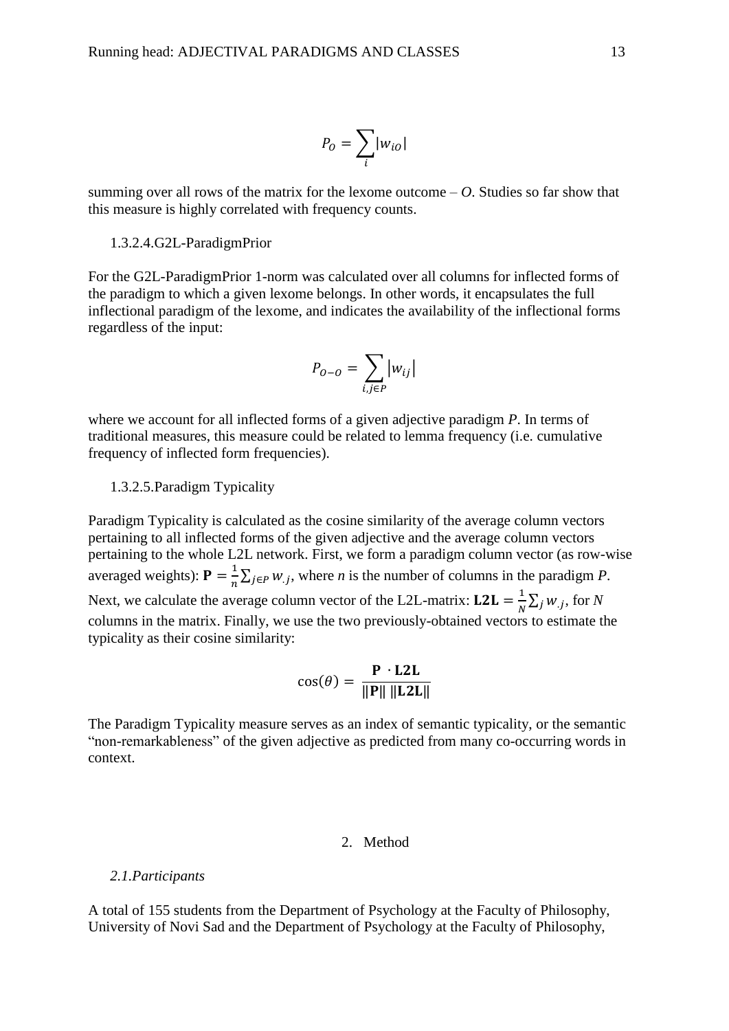$$P_O = \sum_i |w_{iO}|$$

summing over all rows of the matrix for the lexome outcome – $O$. Studies so far show that this measure is highly correlated with frequency counts.

1.3.2.4.G2L-ParadigmPrior

For the G2L-ParadigmPrior 1-norm was calculated over all columns for inflected forms of the paradigm to which a given lexome belongs. In other words, it encapsulates the full inflectional paradigm of the lexome, and indicates the availability of the inflectional forms regardless of the input:

$$P_{O-O} = \sum_{i,j \in P} |w_{ij}|$$

where we account for all inflected forms of a given adjective paradigm $P$. In terms of traditional measures, this measure could be related to lemma frequency (i.e. cumulative frequency of inflected form frequencies).

1.3.2.5.Paradigm Typicality

Paradigm Typicality is calculated as the cosine similarity of the average column vectors pertaining to all inflected forms of the given adjective and the average column vectors pertaining to the whole L2L network. First, we form a paradigm column vector (as row-wise averaged weights): $\mathbf{P} = \frac{1}{n}\sum_{j \in P} w_{.j}$, where $n$ is the number of columns in the paradigm $P$. Next, we calculate the average column vector of the L2L-matrix: $\mathbf{L2L} = \frac{1}{N}\sum_j w_{.j}$, for $N$ columns in the matrix. Finally, we use the two previously-obtained vectors to estimate the typicality as their cosine similarity:

$$\cos(\theta) = \frac{\mathbf{P} \cdot \mathbf{L2L}}{\|\mathbf{P}\| \, \|\mathbf{L2L}\|}$$

The Paradigm Typicality measure serves as an index of semantic typicality, or the semantic "non-remarkableness" of the given adjective as predicted from many co-occurring words in context.

## 2. Method

*2.1.Participants*

A total of 155 students from the Department of Psychology at the Faculty of Philosophy, University of Novi Sad and the Department of Psychology at the Faculty of Philosophy,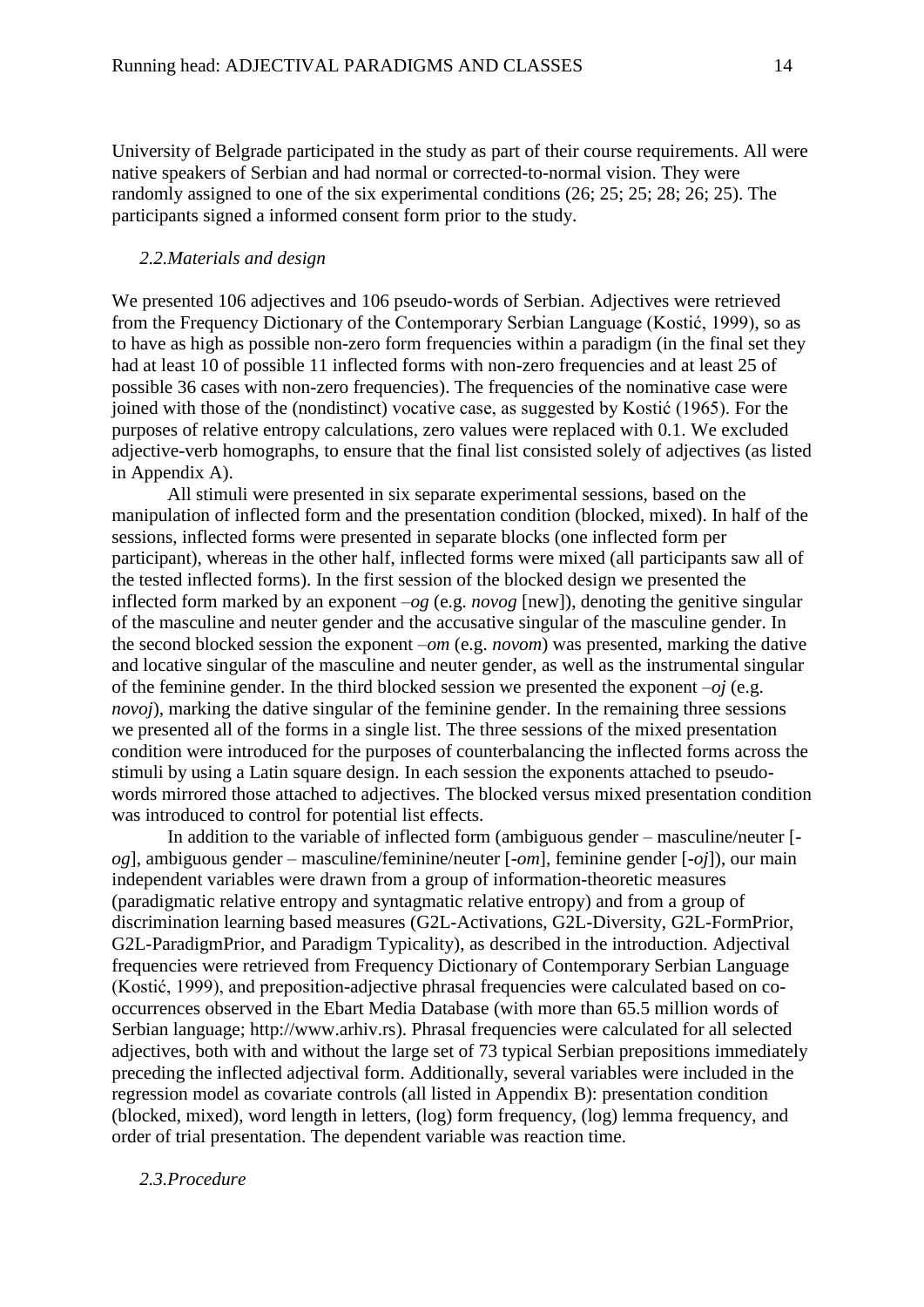University of Belgrade participated in the study as part of their course requirements. All were native speakers of Serbian and had normal or corrected-to-normal vision. They were randomly assigned to one of the six experimental conditions (26; 25; 25; 28; 26; 25). The participants signed a informed consent form prior to the study.

### *2.2.Materials and design*

We presented 106 adjectives and 106 pseudo-words of Serbian. Adjectives were retrieved from the Frequency Dictionary of the Contemporary Serbian Language (Kostić, 1999), so as to have as high as possible non-zero form frequencies within a paradigm (in the final set they had at least 10 of possible 11 inflected forms with non-zero frequencies and at least 25 of possible 36 cases with non-zero frequencies). The frequencies of the nominative case were joined with those of the (nondistinct) vocative case, as suggested by Kostić (1965). For the purposes of relative entropy calculations, zero values were replaced with 0.1. We excluded adjective-verb homographs, to ensure that the final list consisted solely of adjectives (as listed in Appendix A).

All stimuli were presented in six separate experimental sessions, based on the manipulation of inflected form and the presentation condition (blocked, mixed). In half of the sessions, inflected forms were presented in separate blocks (one inflected form per participant), whereas in the other half, inflected forms were mixed (all participants saw all of the tested inflected forms). In the first session of the blocked design we presented the inflected form marked by an exponent –*og* (e.g. *novog* [new]), denoting the genitive singular of the masculine and neuter gender and the accusative singular of the masculine gender. In the second blocked session the exponent –*om* (e.g. *novom*) was presented, marking the dative and locative singular of the masculine and neuter gender, as well as the instrumental singular of the feminine gender. In the third blocked session we presented the exponent –*oj* (e.g. *novoj*), marking the dative singular of the feminine gender. In the remaining three sessions we presented all of the forms in a single list. The three sessions of the mixed presentation condition were introduced for the purposes of counterbalancing the inflected forms across the stimuli by using a Latin square design. In each session the exponents attached to pseudo-words mirrored those attached to adjectives. The blocked versus mixed presentation condition was introduced to control for potential list effects.

In addition to the variable of inflected form (ambiguous gender – masculine/neuter [-*og*], ambiguous gender – masculine/feminine/neuter [-*om*], feminine gender [-*oj*]), our main independent variables were drawn from a group of information-theoretic measures (paradigmatic relative entropy and syntagmatic relative entropy) and from a group of discrimination learning based measures (G2L-Activations, G2L-Diversity, G2L-FormPrior, G2L-ParadigmPrior, and Paradigm Typicality), as described in the introduction. Adjectival frequencies were retrieved from Frequency Dictionary of Contemporary Serbian Language (Kostić, 1999), and preposition-adjective phrasal frequencies were calculated based on co-occurrences observed in the Ebart Media Database (with more than 65.5 million words of Serbian language; http://www.arhiv.rs). Phrasal frequencies were calculated for all selected adjectives, both with and without the large set of 73 typical Serbian prepositions immediately preceding the inflected adjectival form. Additionally, several variables were included in the regression model as covariate controls (all listed in Appendix B): presentation condition (blocked, mixed), word length in letters, (log) form frequency, (log) lemma frequency, and order of trial presentation. The dependent variable was reaction time.

### *2.3.Procedure*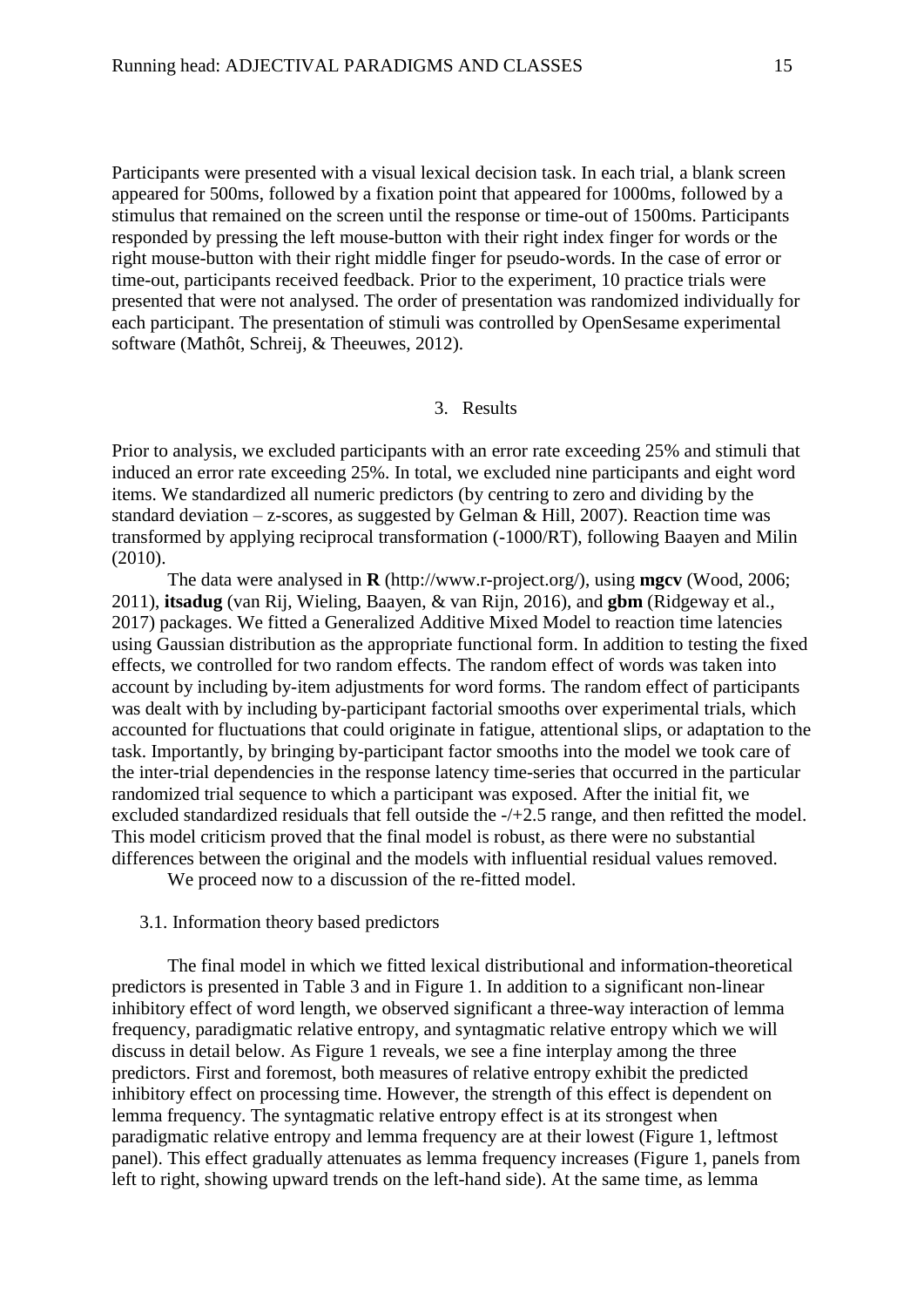Participants were presented with a visual lexical decision task. In each trial, a blank screen appeared for 500ms, followed by a fixation point that appeared for 1000ms, followed by a stimulus that remained on the screen until the response or time-out of 1500ms. Participants responded by pressing the left mouse-button with their right index finger for words or the right mouse-button with their right middle finger for pseudo-words. In the case of error or time-out, participants received feedback. Prior to the experiment, 10 practice trials were presented that were not analysed. The order of presentation was randomized individually for each participant. The presentation of stimuli was controlled by OpenSesame experimental software (Mathôt, Schreij, & Theeuwes, 2012).

## 3. Results

Prior to analysis, we excluded participants with an error rate exceeding 25% and stimuli that induced an error rate exceeding 25%. In total, we excluded nine participants and eight word items. We standardized all numeric predictors (by centring to zero and dividing by the standard deviation – z-scores, as suggested by Gelman & Hill, 2007). Reaction time was transformed by applying reciprocal transformation (-1000/RT), following Baayen and Milin (2010).

The data were analysed in **R** (http://www.r-project.org/), using **mgcv** (Wood, 2006; 2011), **itsadug** (van Rij, Wieling, Baayen, & van Rijn, 2016), and **gbm** (Ridgeway et al., 2017) packages. We fitted a Generalized Additive Mixed Model to reaction time latencies using Gaussian distribution as the appropriate functional form. In addition to testing the fixed effects, we controlled for two random effects. The random effect of words was taken into account by including by-item adjustments for word forms. The random effect of participants was dealt with by including by-participant factorial smooths over experimental trials, which accounted for fluctuations that could originate in fatigue, attentional slips, or adaptation to the task. Importantly, by bringing by-participant factor smooths into the model we took care of the inter-trial dependencies in the response latency time-series that occurred in the particular randomized trial sequence to which a participant was exposed. After the initial fit, we excluded standardized residuals that fell outside the -/+2.5 range, and then refitted the model. This model criticism proved that the final model is robust, as there were no substantial differences between the original and the models with influential residual values removed.

We proceed now to a discussion of the re-fitted model.

### 3.1. Information theory based predictors

The final model in which we fitted lexical distributional and information-theoretical predictors is presented in Table 3 and in Figure 1. In addition to a significant non-linear inhibitory effect of word length, we observed significant a three-way interaction of lemma frequency, paradigmatic relative entropy, and syntagmatic relative entropy which we will discuss in detail below. As Figure 1 reveals, we see a fine interplay among the three predictors. First and foremost, both measures of relative entropy exhibit the predicted inhibitory effect on processing time. However, the strength of this effect is dependent on lemma frequency. The syntagmatic relative entropy effect is at its strongest when paradigmatic relative entropy and lemma frequency are at their lowest (Figure 1, leftmost panel). This effect gradually attenuates as lemma frequency increases (Figure 1, panels from left to right, showing upward trends on the left-hand side). At the same time, as lemma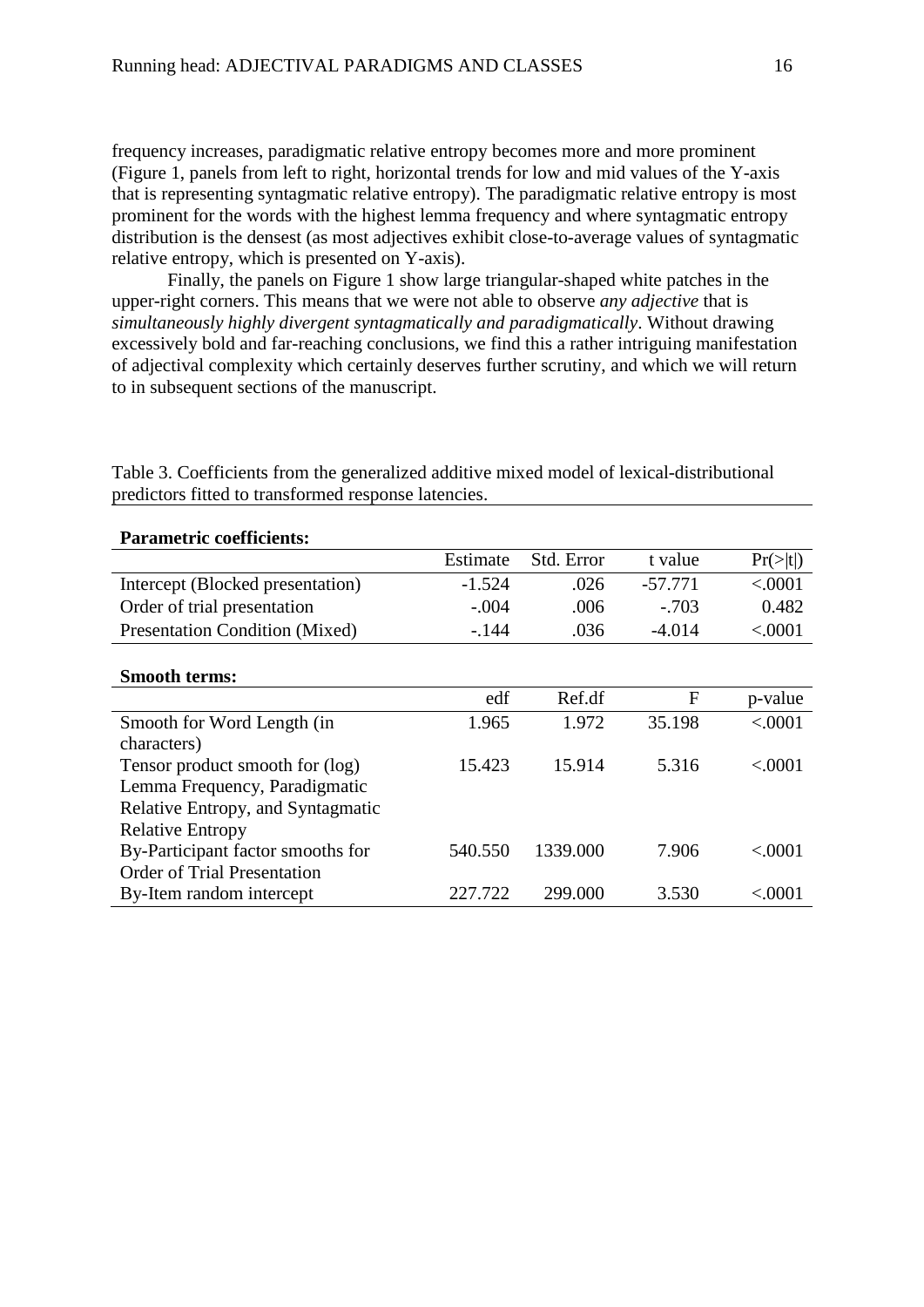frequency increases, paradigmatic relative entropy becomes more and more prominent (Figure 1, panels from left to right, horizontal trends for low and mid values of the Y-axis that is representing syntagmatic relative entropy). The paradigmatic relative entropy is most prominent for the words with the highest lemma frequency and where syntagmatic entropy distribution is the densest (as most adjectives exhibit close-to-average values of syntagmatic relative entropy, which is presented on Y-axis).

Finally, the panels on Figure 1 show large triangular-shaped white patches in the upper-right corners. This means that we were not able to observe *any adjective* that is *simultaneously highly divergent syntagmatically and paradigmatically*. Without drawing excessively bold and far-reaching conclusions, we find this a rather intriguing manifestation of adjectival complexity which certainly deserves further scrutiny, and which we will return to in subsequent sections of the manuscript.

Table 3. Coefficients from the generalized additive mixed model of lexical-distributional predictors fitted to transformed response latencies.

**Parametric coefficients:**

| | Estimate | Std. Error | t value | Pr(>\|t\|) |
|---|---|---|---|---|
| Intercept (Blocked presentation) | -1.524 | .026 | -57.771 | <.0001 |
| Order of trial presentation | -.004 | .006 | -.703 | 0.482 |
| Presentation Condition (Mixed) | -.144 | .036 | -4.014 | <.0001 |

**Smooth terms:**

| | edf | Ref.df | F | p-value |
|---|---|---|---|---|
| Smooth for Word Length (in characters) | 1.965 | 1.972 | 35.198 | <.0001 |
| Tensor product smooth for (log) Lemma Frequency, Paradigmatic Relative Entropy, and Syntagmatic Relative Entropy | 15.423 | 15.914 | 5.316 | <.0001 |
| By-Participant factor smooths for Order of Trial Presentation | 540.550 | 1339.000 | 7.906 | <.0001 |
| By-Item random intercept | 227.722 | 299.000 | 3.530 | <.0001 |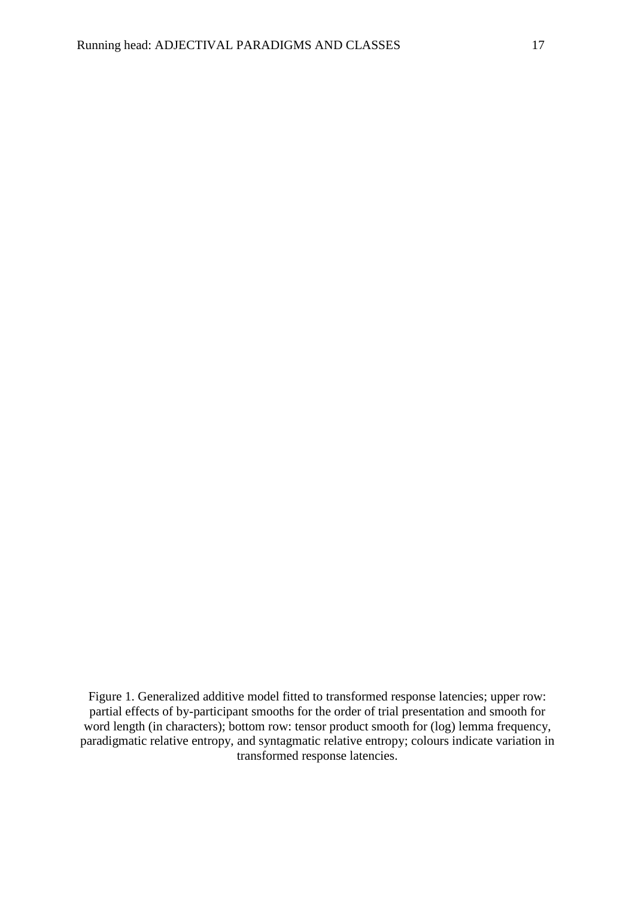Figure 1. Generalized additive model fitted to transformed response latencies; upper row: partial effects of by-participant smooths for the order of trial presentation and smooth for word length (in characters); bottom row: tensor product smooth for (log) lemma frequency, paradigmatic relative entropy, and syntagmatic relative entropy; colours indicate variation in transformed response latencies.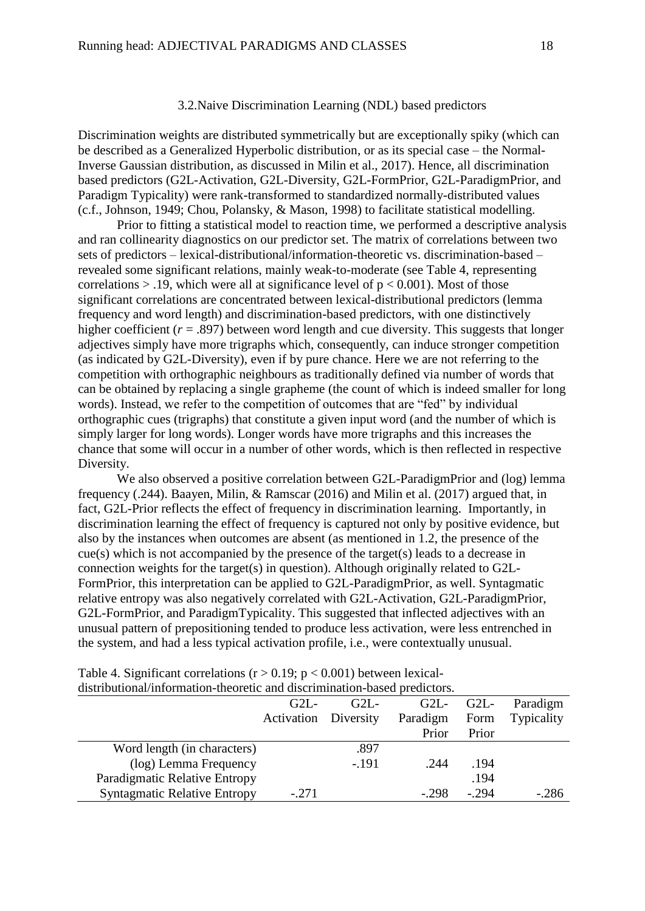### 3.2. Naive Discrimination Learning (NDL) based predictors

Discrimination weights are distributed symmetrically but are exceptionally spiky (which can be described as a Generalized Hyperbolic distribution, or as its special case – the Normal-Inverse Gaussian distribution, as discussed in Milin et al., 2017). Hence, all discrimination based predictors (G2L-Activation, G2L-Diversity, G2L-FormPrior, G2L-ParadigmPrior, and Paradigm Typicality) were rank-transformed to standardized normally-distributed values (c.f., Johnson, 1949; Chou, Polansky, & Mason, 1998) to facilitate statistical modelling.

Prior to fitting a statistical model to reaction time, we performed a descriptive analysis and ran collinearity diagnostics on our predictor set. The matrix of correlations between two sets of predictors – lexical-distributional/information-theoretic vs. discrimination-based – revealed some significant relations, mainly weak-to-moderate (see Table 4, representing correlations > .19, which were all at significance level of $p < 0.001$). Most of those significant correlations are concentrated between lexical-distributional predictors (lemma frequency and word length) and discrimination-based predictors, with one distinctively higher coefficient ($r = .897$) between word length and cue diversity. This suggests that longer adjectives simply have more trigraphs which, consequently, can induce stronger competition (as indicated by G2L-Diversity), even if by pure chance. Here we are not referring to the competition with orthographic neighbours as traditionally defined via number of words that can be obtained by replacing a single grapheme (the count of which is indeed smaller for long words). Instead, we refer to the competition of outcomes that are "fed" by individual orthographic cues (trigraphs) that constitute a given input word (and the number of which is simply larger for long words). Longer words have more trigraphs and this increases the chance that some will occur in a number of other words, which is then reflected in respective Diversity.

We also observed a positive correlation between G2L-ParadigmPrior and (log) lemma frequency (.244). Baayen, Milin, & Ramscar (2016) and Milin et al. (2017) argued that, in fact, G2L-Prior reflects the effect of frequency in discrimination learning. Importantly, in discrimination learning the effect of frequency is captured not only by positive evidence, but also by the instances when outcomes are absent (as mentioned in 1.2, the presence of the cue(s) which is not accompanied by the presence of the target(s) leads to a decrease in connection weights for the target(s) in question). Although originally related to G2L-FormPrior, this interpretation can be applied to G2L-ParadigmPrior, as well. Syntagmatic relative entropy was also negatively correlated with G2L-Activation, G2L-ParadigmPrior, G2L-FormPrior, and ParadigmTypicality. This suggested that inflected adjectives with an unusual pattern of prepositioning tended to produce less activation, were less entrenched in the system, and had a less typical activation profile, i.e., were contextually unusual.

Table 4. Significant correlations ($r > 0.19$; $p < 0.001$) between lexical-distributional/information-theoretic and discrimination-based predictors.

| | G2L-Activation | G2L-Diversity | G2L-Paradigm Prior | G2L-Form Prior | Paradigm Typicality |
|---|---|---|---|---|---|
| Word length (in characters) | | .897 | | | |
| (log) Lemma Frequency | | -.191 | .244 | .194 | |
| Paradigmatic Relative Entropy | | | | .194 | |
| Syntagmatic Relative Entropy | -.271 | | -.298 | -.294 | -.286 |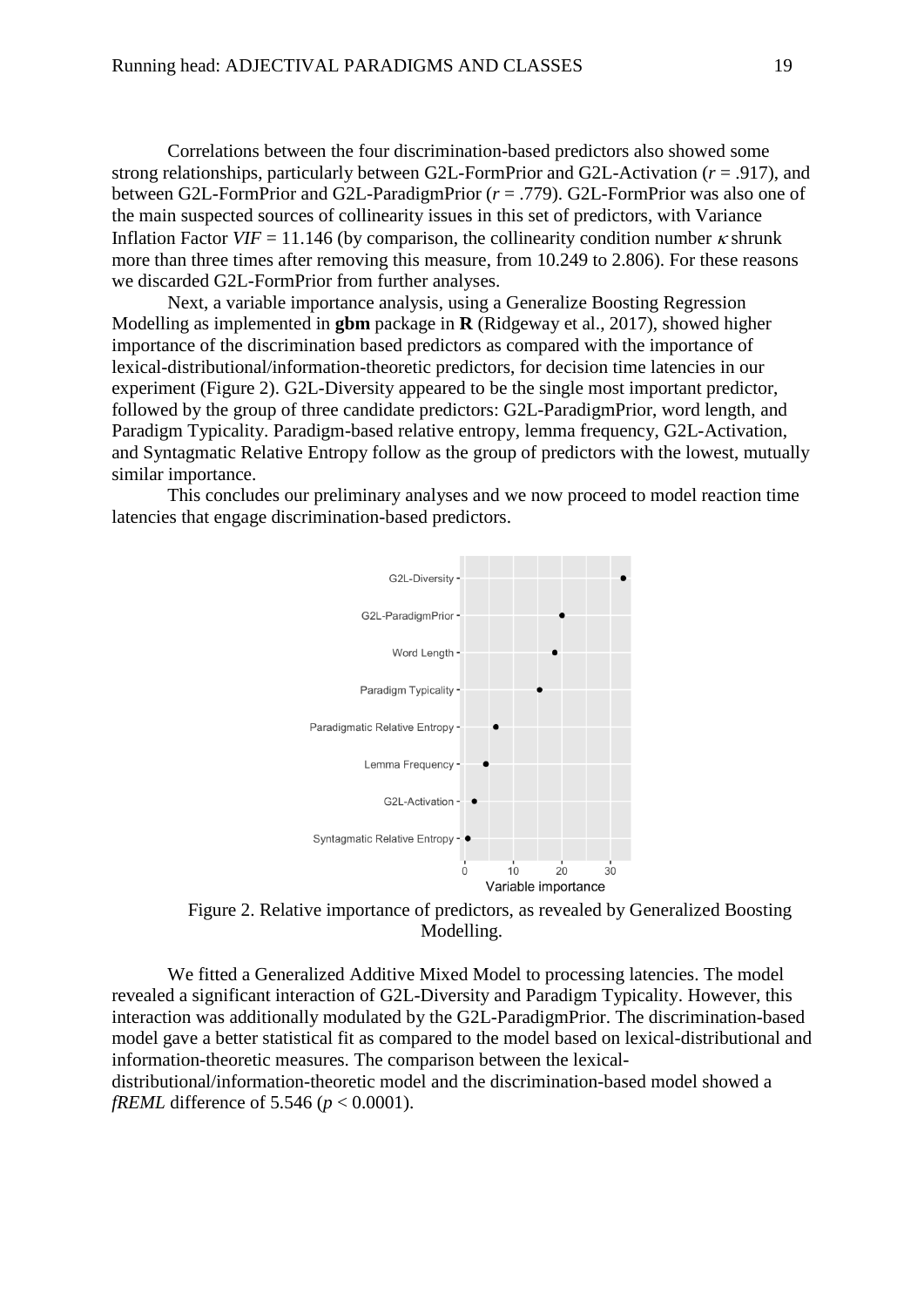Correlations between the four discrimination-based predictors also showed some strong relationships, particularly between G2L-FormPrior and G2L-Activation ($r$ = .917), and between G2L-FormPrior and G2L-ParadigmPrior ($r$ = .779). G2L-FormPrior was also one of the main suspected sources of collinearity issues in this set of predictors, with Variance Inflation Factor $VIF = 11.146$ (by comparison, the collinearity condition number $\kappa$ shrunk more than three times after removing this measure, from 10.249 to 2.806). For these reasons we discarded G2L-FormPrior from further analyses.

Next, a variable importance analysis, using a Generalize Boosting Regression Modelling as implemented in **gbm** package in **R** (Ridgeway et al., 2017), showed higher importance of the discrimination based predictors as compared with the importance of lexical-distributional/information-theoretic predictors, for decision time latencies in our experiment (Figure 2). G2L-Diversity appeared to be the single most important predictor, followed by the group of three candidate predictors: G2L-ParadigmPrior, word length, and Paradigm Typicality. Paradigm-based relative entropy, lemma frequency, G2L-Activation, and Syntagmatic Relative Entropy follow as the group of predictors with the lowest, mutually similar importance.

This concludes our preliminary analyses and we now proceed to model reaction time latencies that engage discrimination-based predictors.

Figure 2. Relative importance of predictors, as revealed by Generalized Boosting Modelling.

We fitted a Generalized Additive Mixed Model to processing latencies. The model revealed a significant interaction of G2L-Diversity and Paradigm Typicality. However, this interaction was additionally modulated by the G2L-ParadigmPrior. The discrimination-based model gave a better statistical fit as compared to the model based on lexical-distributional and information-theoretic measures. The comparison between the lexical-distributional/information-theoretic model and the discrimination-based model showed a *fREML* difference of 5.546 ($p < 0.0001$).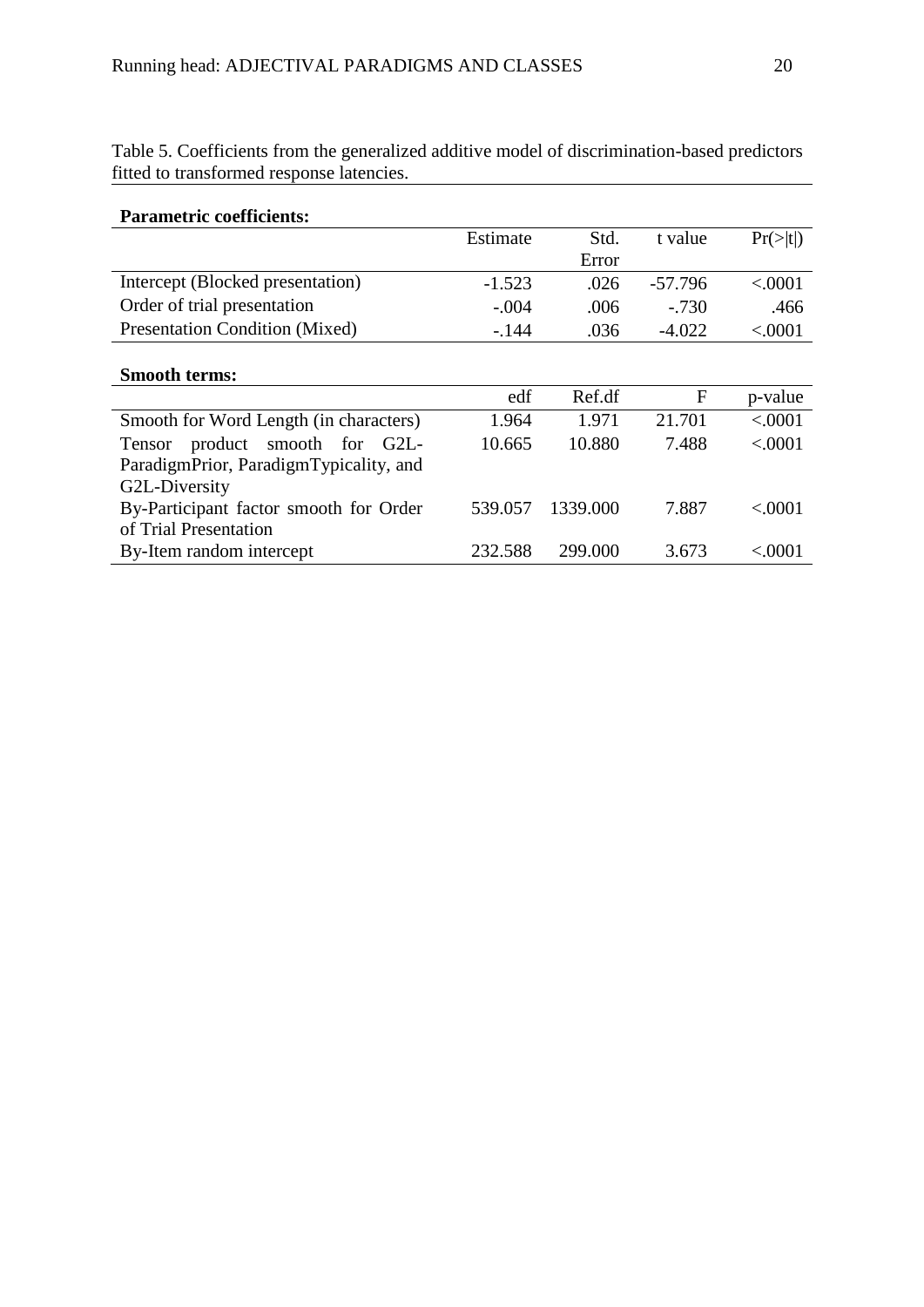Table 5. Coefficients from the generalized additive model of discrimination-based predictors fitted to transformed response latencies.

**Parametric coefficients:**

| | Estimate | Std. Error | t value | Pr(>\|t\|) |
|---|---|---|---|---|
| Intercept (Blocked presentation) | -1.523 | .026 | -57.796 | <.0001 |
| Order of trial presentation | -.004 | .006 | -.730 | .466 |
| Presentation Condition (Mixed) | -.144 | .036 | -4.022 | <.0001 |

**Smooth terms:**

| | edf | Ref.df | F | p-value |
|---|---|---|---|---|
| Smooth for Word Length (in characters) | 1.964 | 1.971 | 21.701 | <.0001 |
| Tensor product smooth for G2L-ParadigmPrior, ParadigmTypicality, and G2L-Diversity | 10.665 | 10.880 | 7.488 | <.0001 |
| By-Participant factor smooth for Order of Trial Presentation | 539.057 | 1339.000 | 7.887 | <.0001 |
| By-Item random intercept | 232.588 | 299.000 | 3.673 | <.0001 |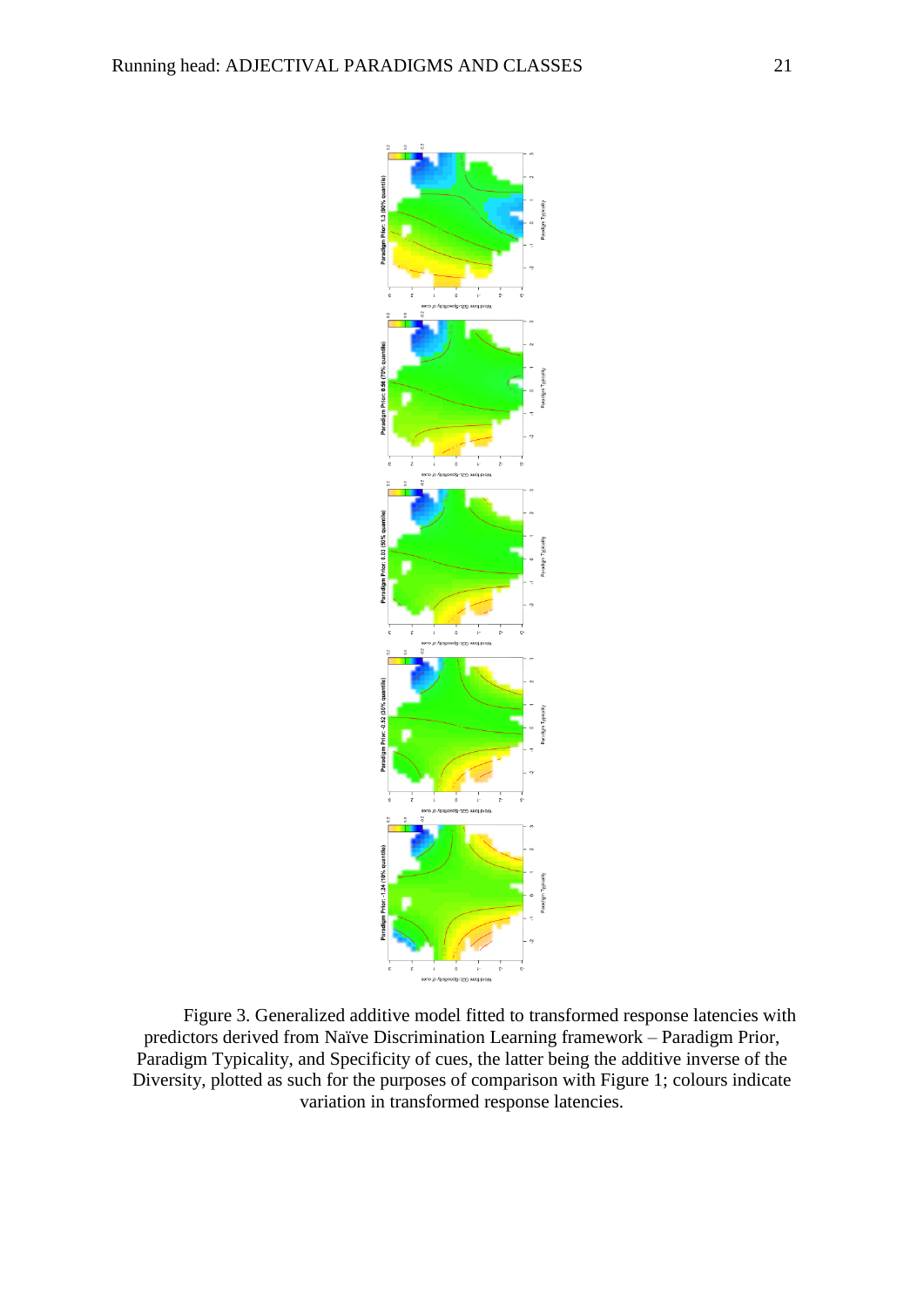Figure 3. Generalized additive model fitted to transformed response latencies with predictors derived from Naïve Discrimination Learning framework – Paradigm Prior, Paradigm Typicality, and Specificity of cues, the latter being the additive inverse of the Diversity, plotted as such for the purposes of comparison with Figure 1; colours indicate variation in transformed response latencies.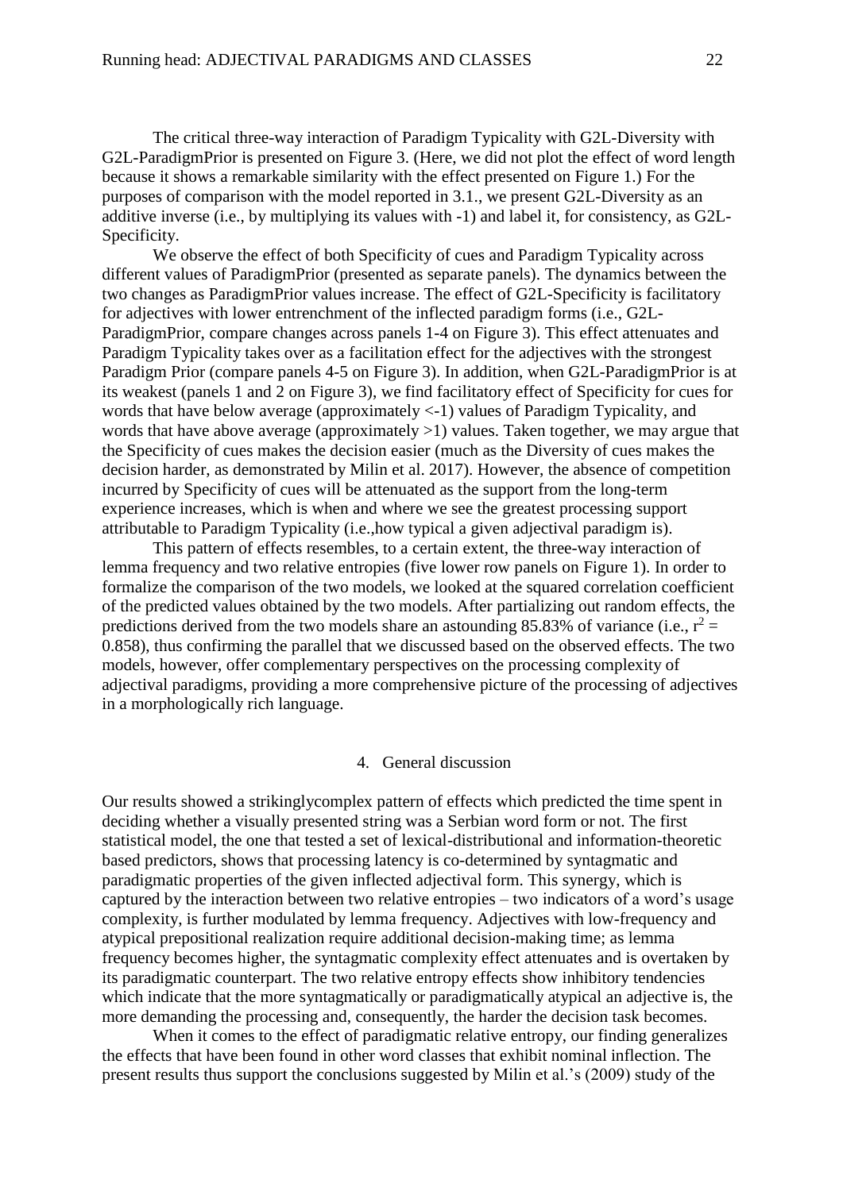The critical three-way interaction of Paradigm Typicality with G2L-Diversity with G2L-ParadigmPrior is presented on Figure 3. (Here, we did not plot the effect of word length because it shows a remarkable similarity with the effect presented on Figure 1.) For the purposes of comparison with the model reported in 3.1., we present G2L-Diversity as an additive inverse (i.e., by multiplying its values with -1) and label it, for consistency, as G2L-Specificity.

We observe the effect of both Specificity of cues and Paradigm Typicality across different values of ParadigmPrior (presented as separate panels). The dynamics between the two changes as ParadigmPrior values increase. The effect of G2L-Specificity is facilitatory for adjectives with lower entrenchment of the inflected paradigm forms (i.e., G2L-ParadigmPrior, compare changes across panels 1-4 on Figure 3). This effect attenuates and Paradigm Typicality takes over as a facilitation effect for the adjectives with the strongest Paradigm Prior (compare panels 4-5 on Figure 3). In addition, when G2L-ParadigmPrior is at its weakest (panels 1 and 2 on Figure 3), we find facilitatory effect of Specificity for cues for words that have below average (approximately <-1) values of Paradigm Typicality, and words that have above average (approximately >1) values. Taken together, we may argue that the Specificity of cues makes the decision easier (much as the Diversity of cues makes the decision harder, as demonstrated by Milin et al. 2017). However, the absence of competition incurred by Specificity of cues will be attenuated as the support from the long-term experience increases, which is when and where we see the greatest processing support attributable to Paradigm Typicality (i.e.,how typical a given adjectival paradigm is).

This pattern of effects resembles, to a certain extent, the three-way interaction of lemma frequency and two relative entropies (five lower row panels on Figure 1). In order to formalize the comparison of the two models, we looked at the squared correlation coefficient of the predicted values obtained by the two models. After partializing out random effects, the predictions derived from the two models share an astounding 85.83% of variance (i.e., $r^2 = 0.858$), thus confirming the parallel that we discussed based on the observed effects. The two models, however, offer complementary perspectives on the processing complexity of adjectival paradigms, providing a more comprehensive picture of the processing of adjectives in a morphologically rich language.

## 4. General discussion

Our results showed a strikinglycomplex pattern of effects which predicted the time spent in deciding whether a visually presented string was a Serbian word form or not. The first statistical model, the one that tested a set of lexical-distributional and information-theoretic based predictors, shows that processing latency is co-determined by syntagmatic and paradigmatic properties of the given inflected adjectival form. This synergy, which is captured by the interaction between two relative entropies – two indicators of a word's usage complexity, is further modulated by lemma frequency. Adjectives with low-frequency and atypical prepositional realization require additional decision-making time; as lemma frequency becomes higher, the syntagmatic complexity effect attenuates and is overtaken by its paradigmatic counterpart. The two relative entropy effects show inhibitory tendencies which indicate that the more syntagmatically or paradigmatically atypical an adjective is, the more demanding the processing and, consequently, the harder the decision task becomes.

When it comes to the effect of paradigmatic relative entropy, our finding generalizes the effects that have been found in other word classes that exhibit nominal inflection. The present results thus support the conclusions suggested by Milin et al.'s (2009) study of the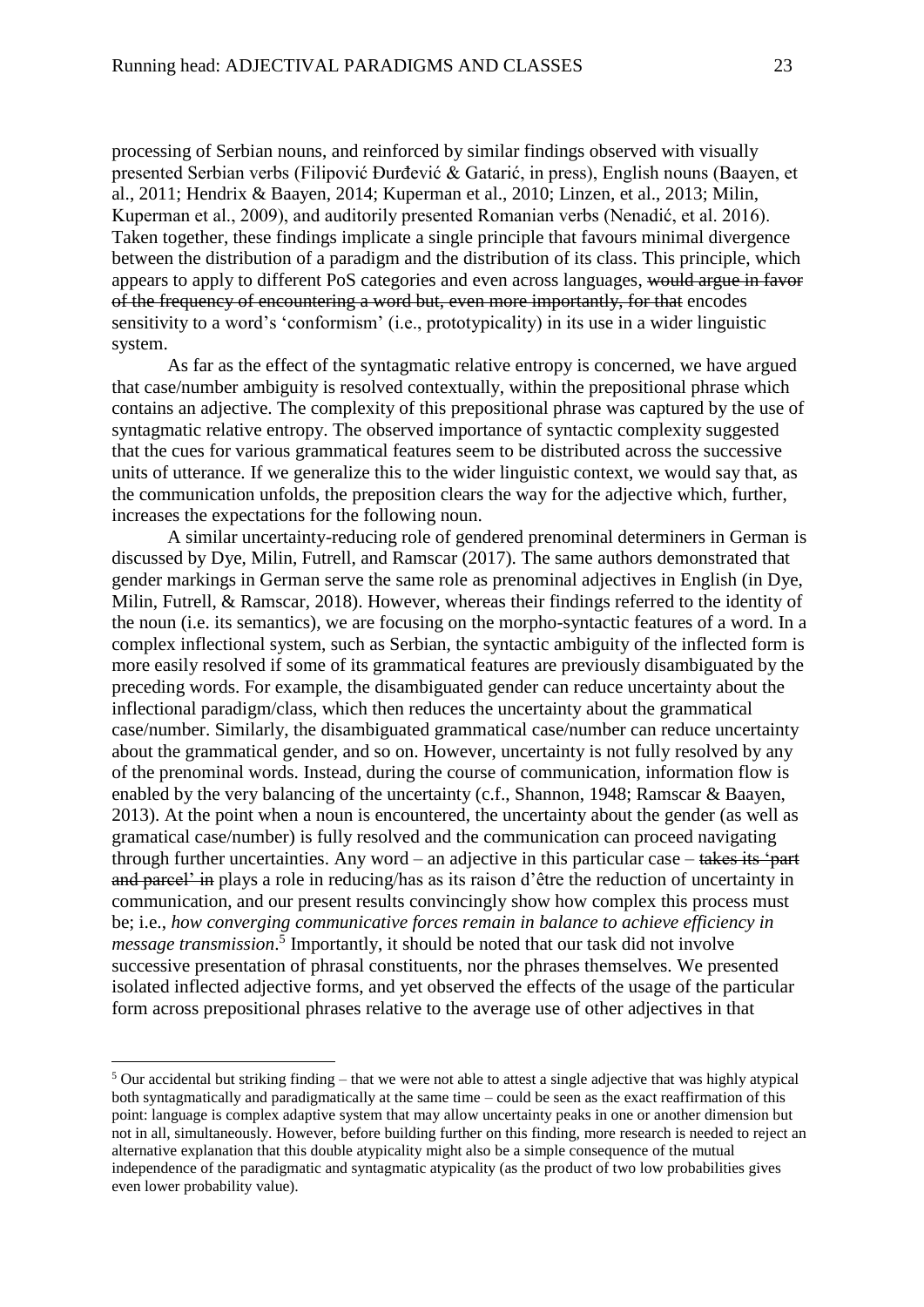processing of Serbian nouns, and reinforced by similar findings observed with visually presented Serbian verbs (Filipović Đurđević & Gatarić, in press), English nouns (Baayen, et al., 2011; Hendrix & Baayen, 2014; Kuperman et al., 2010; Linzen, et al., 2013; Milin, Kuperman et al., 2009), and auditorily presented Romanian verbs (Nenadić, et al. 2016). Taken together, these findings implicate a single principle that favours minimal divergence between the distribution of a paradigm and the distribution of its class. This principle, which appears to apply to different PoS categories and even across languages, ~~would argue in favor of the frequency of encountering a word but, even more importantly, for that~~ encodes sensitivity to a word's 'conformism' (i.e., prototypicality) in its use in a wider linguistic system.

As far as the effect of the syntagmatic relative entropy is concerned, we have argued that case/number ambiguity is resolved contextually, within the prepositional phrase which contains an adjective. The complexity of this prepositional phrase was captured by the use of syntagmatic relative entropy. The observed importance of syntactic complexity suggested that the cues for various grammatical features seem to be distributed across the successive units of utterance. If we generalize this to the wider linguistic context, we would say that, as the communication unfolds, the preposition clears the way for the adjective which, further, increases the expectations for the following noun.

A similar uncertainty-reducing role of gendered prenominal determiners in German is discussed by Dye, Milin, Futrell, and Ramscar (2017). The same authors demonstrated that gender markings in German serve the same role as prenominal adjectives in English (in Dye, Milin, Futrell, & Ramscar, 2018). However, whereas their findings referred to the identity of the noun (i.e. its semantics), we are focusing on the morpho-syntactic features of a word. In a complex inflectional system, such as Serbian, the syntactic ambiguity of the inflected form is more easily resolved if some of its grammatical features are previously disambiguated by the preceding words. For example, the disambiguated gender can reduce uncertainty about the inflectional paradigm/class, which then reduces the uncertainty about the grammatical case/number. Similarly, the disambiguated grammatical case/number can reduce uncertainty about the grammatical gender, and so on. However, uncertainty is not fully resolved by any of the prenominal words. Instead, during the course of communication, information flow is enabled by the very balancing of the uncertainty (c.f., Shannon, 1948; Ramscar & Baayen, 2013). At the point when a noun is encountered, the uncertainty about the gender (as well as gramatical case/number) is fully resolved and the communication can proceed navigating through further uncertainties. Any word – an adjective in this particular case – ~~takes its 'part and parcel' in~~ plays a role in reducing/has as its raison d'être the reduction of uncertainty in communication, and our present results convincingly show how complex this process must be; i.e., *how converging communicative forces remain in balance to achieve efficiency in message transmission*.[5] Importantly, it should be noted that our task did not involve successive presentation of phrasal constituents, nor the phrases themselves. We presented isolated inflected adjective forms, and yet observed the effects of the usage of the particular form across prepositional phrases relative to the average use of other adjectives in that

[5] Our accidental but striking finding – that we were not able to attest a single adjective that was highly atypical both syntagmatically and paradigmatically at the same time – could be seen as the exact reaffirmation of this point: language is complex adaptive system that may allow uncertainty peaks in one or another dimension but not in all, simultaneously. However, before building further on this finding, more research is needed to reject an alternative explanation that this double atypicality might also be a simple consequence of the mutual independence of the paradigmatic and syntagmatic atypicality (as the product of two low probabilities gives even lower probability value).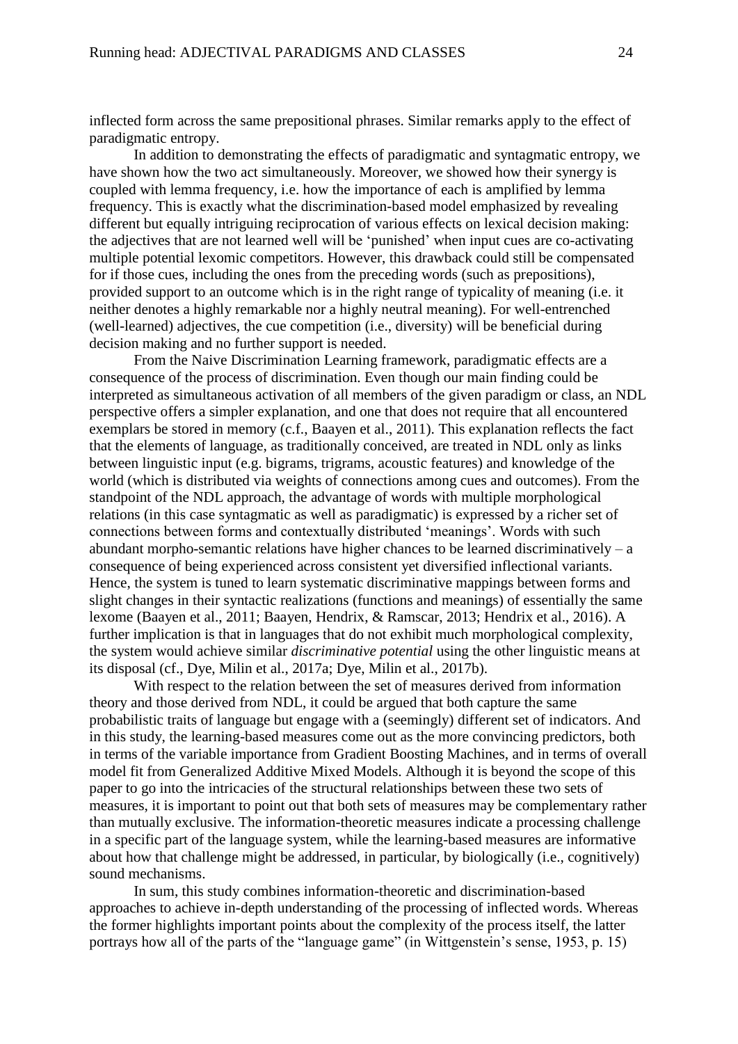inflected form across the same prepositional phrases. Similar remarks apply to the effect of paradigmatic entropy.

In addition to demonstrating the effects of paradigmatic and syntagmatic entropy, we have shown how the two act simultaneously. Moreover, we showed how their synergy is coupled with lemma frequency, i.e. how the importance of each is amplified by lemma frequency. This is exactly what the discrimination-based model emphasized by revealing different but equally intriguing reciprocation of various effects on lexical decision making: the adjectives that are not learned well will be 'punished' when input cues are co-activating multiple potential lexomic competitors. However, this drawback could still be compensated for if those cues, including the ones from the preceding words (such as prepositions), provided support to an outcome which is in the right range of typicality of meaning (i.e. it neither denotes a highly remarkable nor a highly neutral meaning). For well-entrenched (well-learned) adjectives, the cue competition (i.e., diversity) will be beneficial during decision making and no further support is needed.

From the Naive Discrimination Learning framework, paradigmatic effects are a consequence of the process of discrimination. Even though our main finding could be interpreted as simultaneous activation of all members of the given paradigm or class, an NDL perspective offers a simpler explanation, and one that does not require that all encountered exemplars be stored in memory (c.f., Baayen et al., 2011). This explanation reflects the fact that the elements of language, as traditionally conceived, are treated in NDL only as links between linguistic input (e.g. bigrams, trigrams, acoustic features) and knowledge of the world (which is distributed via weights of connections among cues and outcomes). From the standpoint of the NDL approach, the advantage of words with multiple morphological relations (in this case syntagmatic as well as paradigmatic) is expressed by a richer set of connections between forms and contextually distributed 'meanings'. Words with such abundant morpho-semantic relations have higher chances to be learned discriminatively – a consequence of being experienced across consistent yet diversified inflectional variants. Hence, the system is tuned to learn systematic discriminative mappings between forms and slight changes in their syntactic realizations (functions and meanings) of essentially the same lexome (Baayen et al., 2011; Baayen, Hendrix, & Ramscar, 2013; Hendrix et al., 2016). A further implication is that in languages that do not exhibit much morphological complexity, the system would achieve similar *discriminative potential* using the other linguistic means at its disposal (cf., Dye, Milin et al., 2017a; Dye, Milin et al., 2017b).

With respect to the relation between the set of measures derived from information theory and those derived from NDL, it could be argued that both capture the same probabilistic traits of language but engage with a (seemingly) different set of indicators. And in this study, the learning-based measures come out as the more convincing predictors, both in terms of the variable importance from Gradient Boosting Machines, and in terms of overall model fit from Generalized Additive Mixed Models. Although it is beyond the scope of this paper to go into the intricacies of the structural relationships between these two sets of measures, it is important to point out that both sets of measures may be complementary rather than mutually exclusive. The information-theoretic measures indicate a processing challenge in a specific part of the language system, while the learning-based measures are informative about how that challenge might be addressed, in particular, by biologically (i.e., cognitively) sound mechanisms.

In sum, this study combines information-theoretic and discrimination-based approaches to achieve in-depth understanding of the processing of inflected words. Whereas the former highlights important points about the complexity of the process itself, the latter portrays how all of the parts of the "language game" (in Wittgenstein's sense, 1953, p. 15)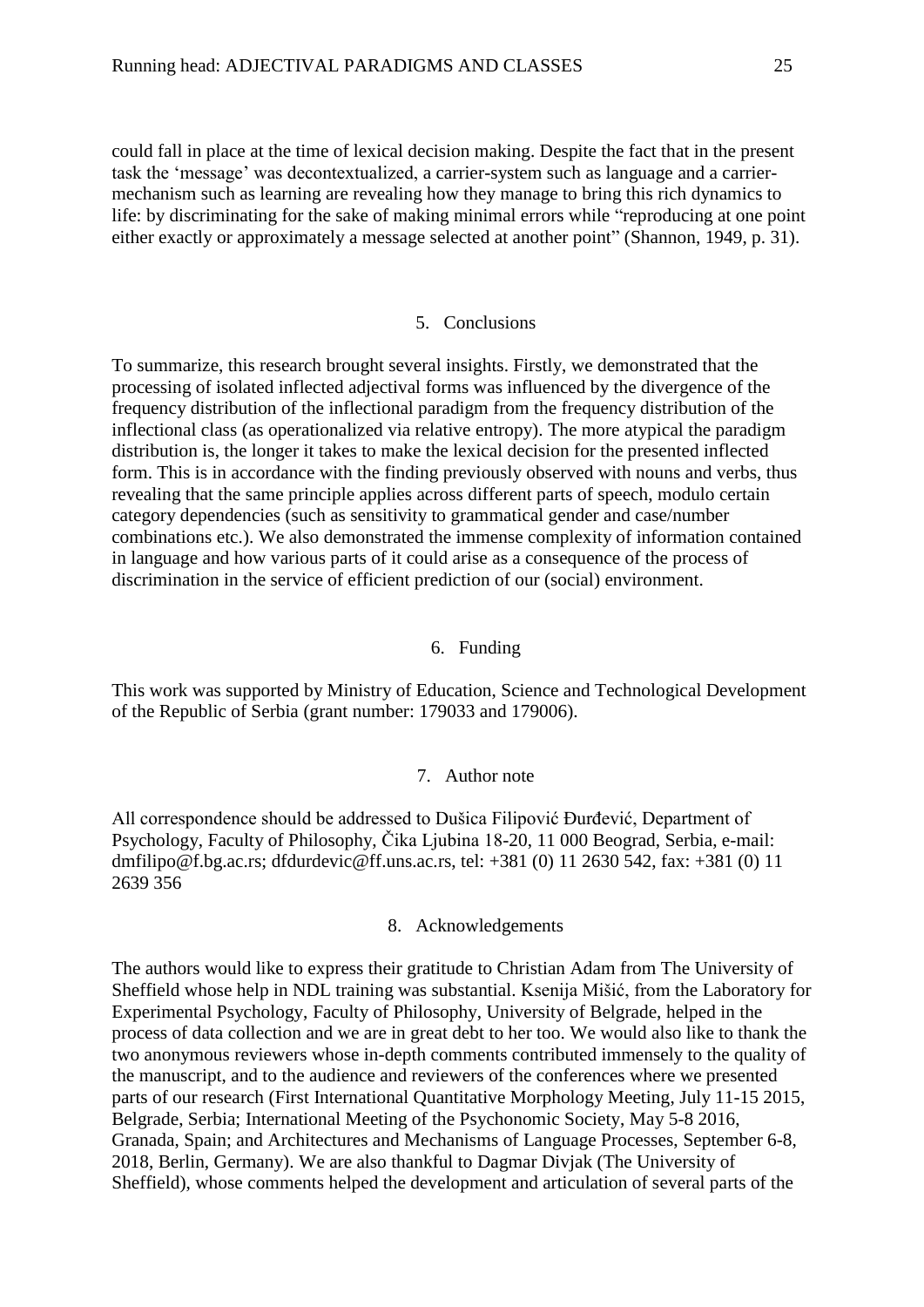could fall in place at the time of lexical decision making. Despite the fact that in the present task the 'message' was decontextualized, a carrier-system such as language and a carrier-mechanism such as learning are revealing how they manage to bring this rich dynamics to life: by discriminating for the sake of making minimal errors while "reproducing at one point either exactly or approximately a message selected at another point" (Shannon, 1949, p. 31).

## 5. Conclusions

To summarize, this research brought several insights. Firstly, we demonstrated that the processing of isolated inflected adjectival forms was influenced by the divergence of the frequency distribution of the inflectional paradigm from the frequency distribution of the inflectional class (as operationalized via relative entropy). The more atypical the paradigm distribution is, the longer it takes to make the lexical decision for the presented inflected form. This is in accordance with the finding previously observed with nouns and verbs, thus revealing that the same principle applies across different parts of speech, modulo certain category dependencies (such as sensitivity to grammatical gender and case/number combinations etc.). We also demonstrated the immense complexity of information contained in language and how various parts of it could arise as a consequence of the process of discrimination in the service of efficient prediction of our (social) environment.

## 6. Funding

This work was supported by Ministry of Education, Science and Technological Development of the Republic of Serbia (grant number: 179033 and 179006).

## 7. Author note

All correspondence should be addressed to Dušica Filipović Đurđević, Department of Psychology, Faculty of Philosophy, Čika Ljubina 18-20, 11 000 Beograd, Serbia, e-mail: dmfilipo@f.bg.ac.rs; dfdurdevic@ff.uns.ac.rs, tel: +381 (0) 11 2630 542, fax: +381 (0) 11 2639 356

## 8. Acknowledgements

The authors would like to express their gratitude to Christian Adam from The University of Sheffield whose help in NDL training was substantial. Ksenija Mišić, from the Laboratory for Experimental Psychology, Faculty of Philosophy, University of Belgrade, helped in the process of data collection and we are in great debt to her too. We would also like to thank the two anonymous reviewers whose in-depth comments contributed immensely to the quality of the manuscript, and to the audience and reviewers of the conferences where we presented parts of our research (First International Quantitative Morphology Meeting, July 11-15 2015, Belgrade, Serbia; International Meeting of the Psychonomic Society, May 5-8 2016, Granada, Spain; and Architectures and Mechanisms of Language Processes, September 6-8, 2018, Berlin, Germany). We are also thankful to Dagmar Divjak (The University of Sheffield), whose comments helped the development and articulation of several parts of the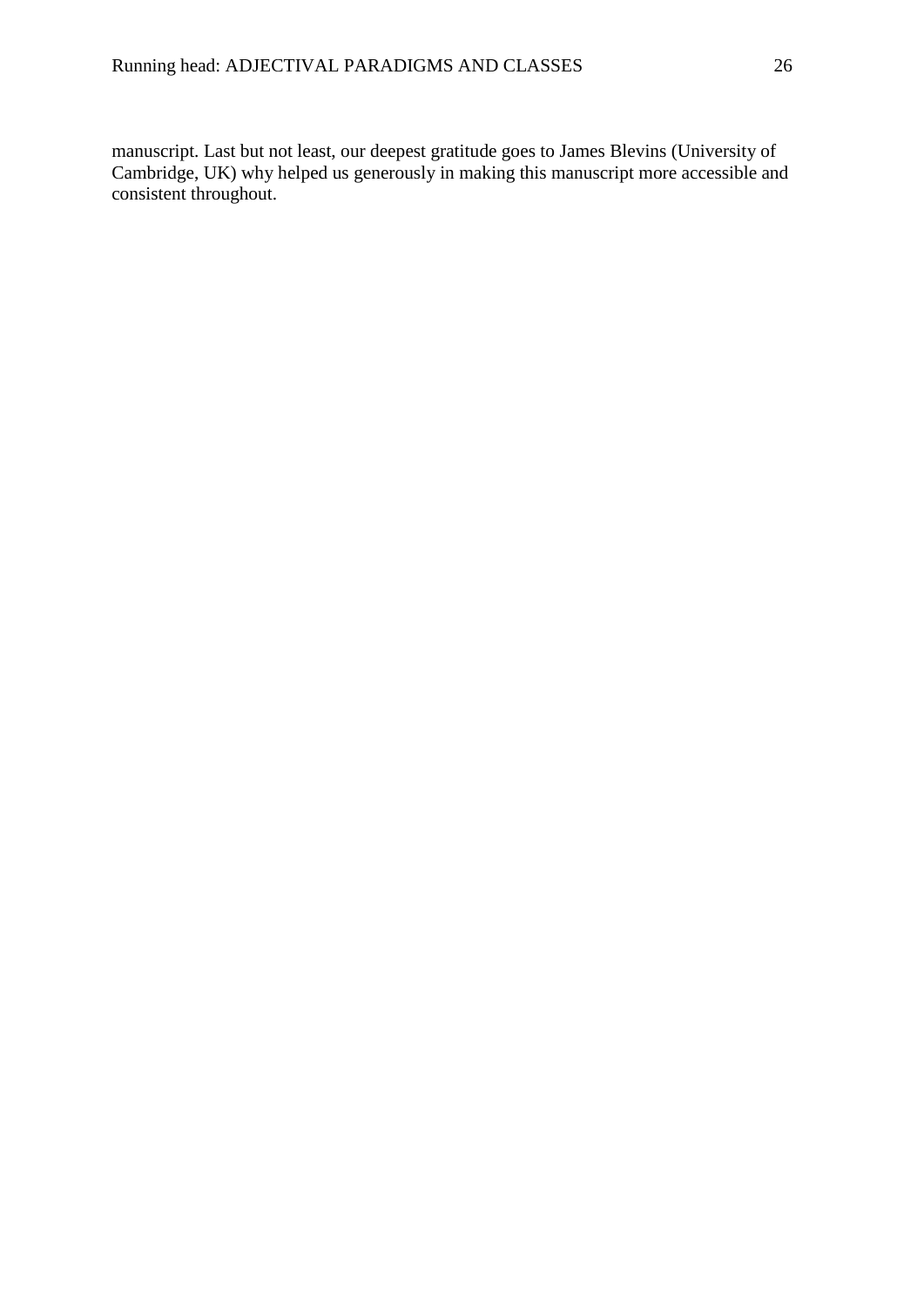manuscript. Last but not least, our deepest gratitude goes to James Blevins (University of Cambridge, UK) why helped us generously in making this manuscript more accessible and consistent throughout.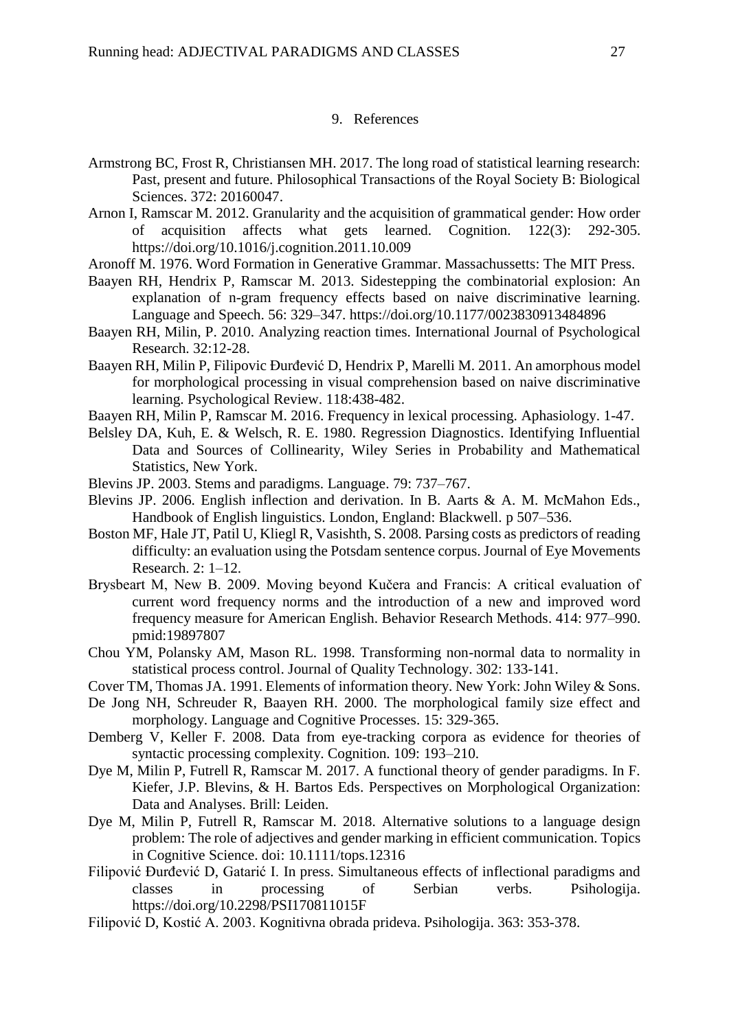# 9. References

Armstrong BC, Frost R, Christiansen MH. 2017. The long road of statistical learning research: Past, present and future. Philosophical Transactions of the Royal Society B: Biological Sciences. 372: 20160047.

Arnon I, Ramscar M. 2012. Granularity and the acquisition of grammatical gender: How order of acquisition affects what gets learned. Cognition. 122(3): 292-305. https://doi.org/10.1016/j.cognition.2011.10.009

Aronoff M. 1976. Word Formation in Generative Grammar. Massachussetts: The MIT Press.

Baayen RH, Hendrix P, Ramscar M. 2013. Sidestepping the combinatorial explosion: An explanation of n-gram frequency effects based on naive discriminative learning. Language and Speech. 56: 329–347. https://doi.org/10.1177/0023830913484896

Baayen RH, Milin, P. 2010. Analyzing reaction times. International Journal of Psychological Research. 32:12-28.

Baayen RH, Milin P, Filipovic Đurđević D, Hendrix P, Marelli M. 2011. An amorphous model for morphological processing in visual comprehension based on naive discriminative learning. Psychological Review. 118:438-482.

Baayen RH, Milin P, Ramscar M. 2016. Frequency in lexical processing. Aphasiology. 1-47.

Belsley DA, Kuh, E. & Welsch, R. E. 1980. Regression Diagnostics. Identifying Influential Data and Sources of Collinearity, Wiley Series in Probability and Mathematical Statistics, New York.

Blevins JP. 2003. Stems and paradigms. Language. 79: 737–767.

Blevins JP. 2006. English inflection and derivation. In B. Aarts & A. M. McMahon Eds., Handbook of English linguistics. London, England: Blackwell. p 507–536.

Boston MF, Hale JT, Patil U, Kliegl R, Vasishth, S. 2008. Parsing costs as predictors of reading difficulty: an evaluation using the Potsdam sentence corpus. Journal of Eye Movements Research. 2: 1–12.

Brysbeart M, New B. 2009. Moving beyond Kučera and Francis: A critical evaluation of current word frequency norms and the introduction of a new and improved word frequency measure for American English. Behavior Research Methods. 414: 977–990. pmid:19897807

Chou YM, Polansky AM, Mason RL. 1998. Transforming non-normal data to normality in statistical process control. Journal of Quality Technology. 302: 133-141.

Cover TM, Thomas JA. 1991. Elements of information theory. New York: John Wiley & Sons.

De Jong NH, Schreuder R, Baayen RH. 2000. The morphological family size effect and morphology. Language and Cognitive Processes. 15: 329-365.

Demberg V, Keller F. 2008. Data from eye-tracking corpora as evidence for theories of syntactic processing complexity. Cognition. 109: 193–210.

Dye M, Milin P, Futrell R, Ramscar M. 2017. A functional theory of gender paradigms. In F. Kiefer, J.P. Blevins, & H. Bartos Eds. Perspectives on Morphological Organization: Data and Analyses. Brill: Leiden.

Dye M, Milin P, Futrell R, Ramscar M. 2018. Alternative solutions to a language design problem: The role of adjectives and gender marking in efficient communication. Topics in Cognitive Science. doi: 10.1111/tops.12316

Filipović Đurđević D, Gatarić I. In press. Simultaneous effects of inflectional paradigms and classes in processing of Serbian verbs. Psihologija. https://doi.org/10.2298/PSI170811015F

Filipović D, Kostić A. 2003. Kognitivna obrada prideva. Psihologija. 363: 353-378.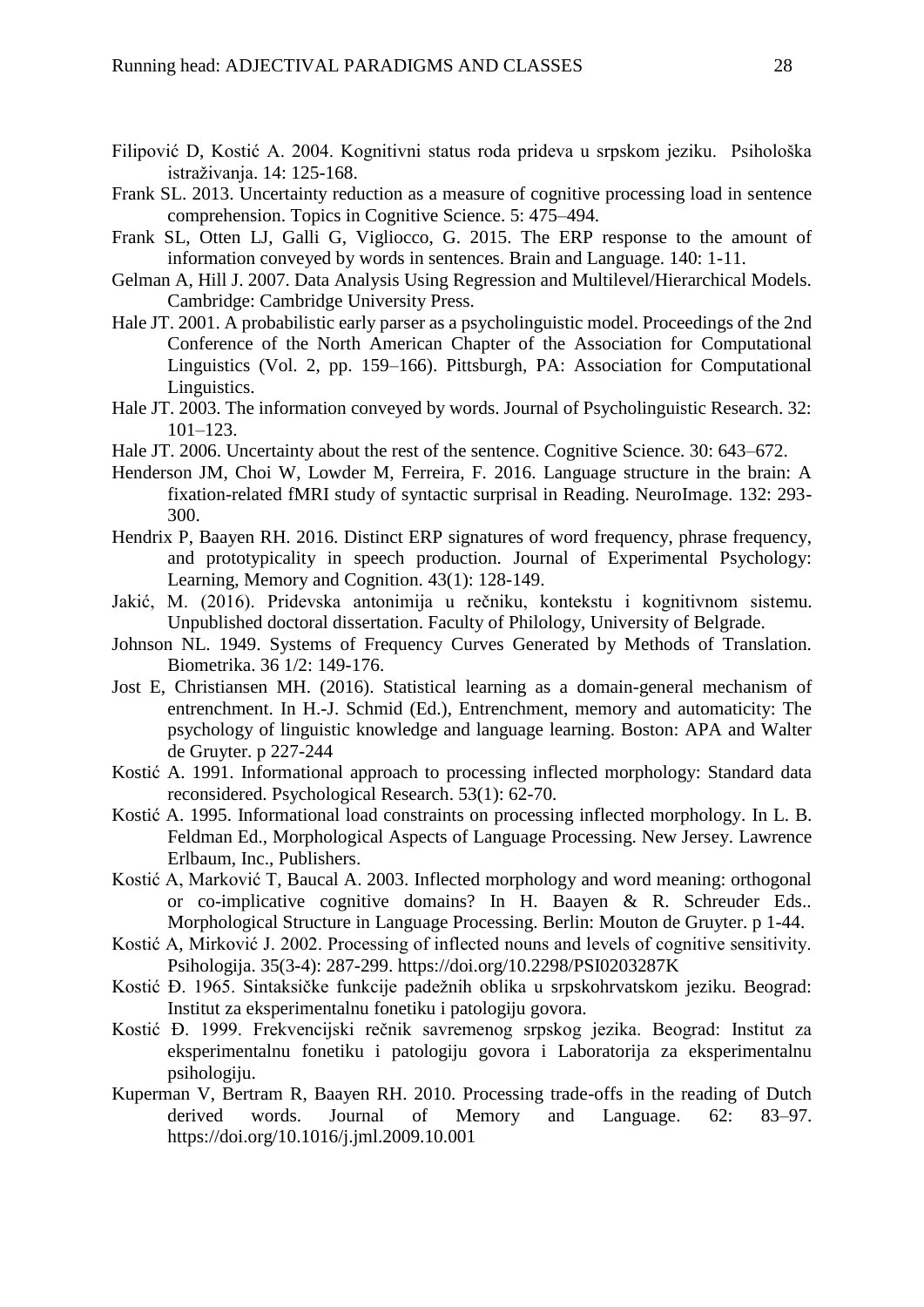Filipović D, Kostić A. 2004. Kognitivni status roda prideva u srpskom jeziku. Psihološka istraživanja. 14: 125-168.

Frank SL. 2013. Uncertainty reduction as a measure of cognitive processing load in sentence comprehension. Topics in Cognitive Science. 5: 475–494.

Frank SL, Otten LJ, Galli G, Vigliocco, G. 2015. The ERP response to the amount of information conveyed by words in sentences. Brain and Language. 140: 1-11.

Gelman A, Hill J. 2007. Data Analysis Using Regression and Multilevel/Hierarchical Models. Cambridge: Cambridge University Press.

Hale JT. 2001. A probabilistic early parser as a psycholinguistic model. Proceedings of the 2nd Conference of the North American Chapter of the Association for Computational Linguistics (Vol. 2, pp. 159–166). Pittsburgh, PA: Association for Computational Linguistics.

Hale JT. 2003. The information conveyed by words. Journal of Psycholinguistic Research. 32: 101–123.

Hale JT. 2006. Uncertainty about the rest of the sentence. Cognitive Science. 30: 643–672.

Henderson JM, Choi W, Lowder M, Ferreira, F. 2016. Language structure in the brain: A fixation-related fMRI study of syntactic surprisal in Reading. NeuroImage. 132: 293-300.

Hendrix P, Baayen RH. 2016. Distinct ERP signatures of word frequency, phrase frequency, and prototypicality in speech production. Journal of Experimental Psychology: Learning, Memory and Cognition. 43(1): 128-149.

Jakić, M. (2016). Pridevska antonimija u rečniku, kontekstu i kognitivnom sistemu. Unpublished doctoral dissertation. Faculty of Philology, University of Belgrade.

Johnson NL. 1949. Systems of Frequency Curves Generated by Methods of Translation. Biometrika. 36 1/2: 149-176.

Jost E, Christiansen MH. (2016). Statistical learning as a domain-general mechanism of entrenchment. In H.-J. Schmid (Ed.), Entrenchment, memory and automaticity: The psychology of linguistic knowledge and language learning. Boston: APA and Walter de Gruyter. p 227-244

Kostić A. 1991. Informational approach to processing inflected morphology: Standard data reconsidered. Psychological Research. 53(1): 62-70.

Kostić A. 1995. Informational load constraints on processing inflected morphology. In L. B. Feldman Ed., Morphological Aspects of Language Processing. New Jersey. Lawrence Erlbaum, Inc., Publishers.

Kostić A, Marković T, Baucal A. 2003. Inflected morphology and word meaning: orthogonal or co-implicative cognitive domains? In H. Baayen & R. Schreuder Eds.. Morphological Structure in Language Processing. Berlin: Mouton de Gruyter. p 1-44.

Kostić A, Mirković J. 2002. Processing of inflected nouns and levels of cognitive sensitivity. Psihologija. 35(3-4): 287-299. https://doi.org/10.2298/PSI0203287K

Kostić Đ. 1965. Sintaksičke funkcije padežnih oblika u srpskohrvatskom jeziku. Beograd: Institut za eksperimentalnu fonetiku i patologiju govora.

Kostić Đ. 1999. Frekvencijski rečnik savremenog srpskog jezika. Beograd: Institut za eksperimentalnu fonetiku i patologiju govora i Laboratorija za eksperimentalnu psihologiju.

Kuperman V, Bertram R, Baayen RH. 2010. Processing trade-offs in the reading of Dutch derived words. Journal of Memory and Language. 62: 83–97. https://doi.org/10.1016/j.jml.2009.10.001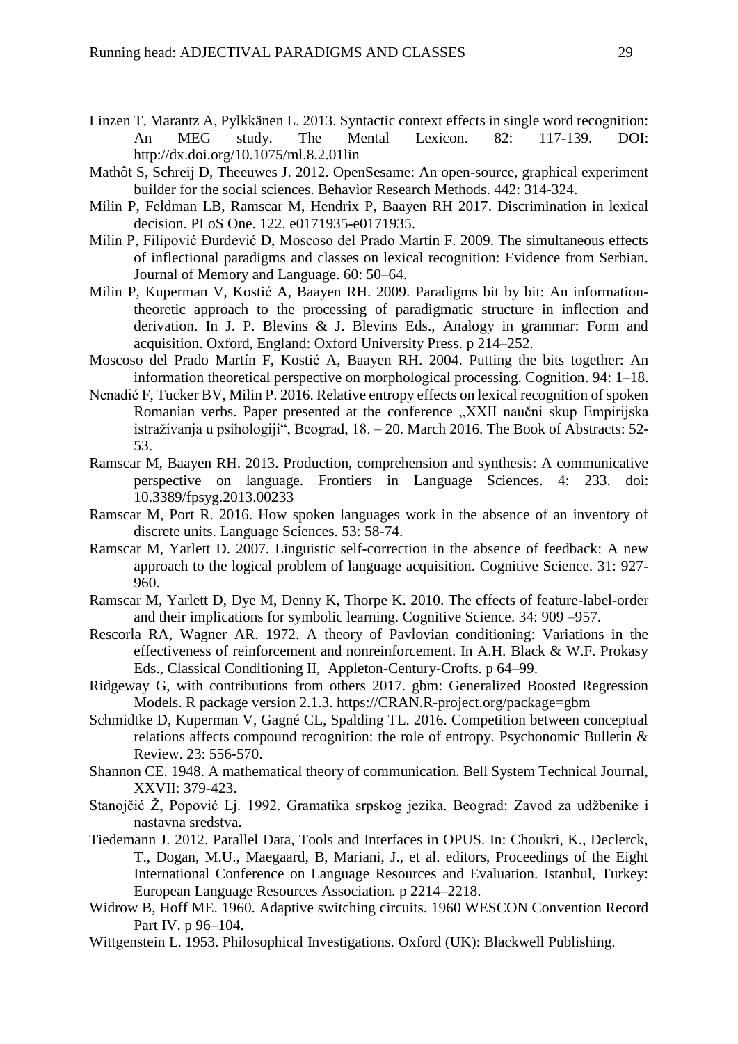Linzen T, Marantz A, Pylkkänen L. 2013. Syntactic context effects in single word recognition: An MEG study. The Mental Lexicon. 82: 117-139. DOI: http://dx.doi.org/10.1075/ml.8.2.01lin

Mathôt S, Schreij D, Theeuwes J. 2012. OpenSesame: An open-source, graphical experiment builder for the social sciences. Behavior Research Methods. 442: 314-324.

Milin P, Feldman LB, Ramscar M, Hendrix P, Baayen RH 2017. Discrimination in lexical decision. PLoS One. 122. e0171935-e0171935.

Milin P, Filipović Đurđević D, Moscoso del Prado Martín F. 2009. The simultaneous effects of inflectional paradigms and classes on lexical recognition: Evidence from Serbian. Journal of Memory and Language. 60: 50–64.

Milin P, Kuperman V, Kostić A, Baayen RH. 2009. Paradigms bit by bit: An information-theoretic approach to the processing of paradigmatic structure in inflection and derivation. In J. P. Blevins & J. Blevins Eds., Analogy in grammar: Form and acquisition. Oxford, England: Oxford University Press. p 214–252.

Moscoso del Prado Martín F, Kostić A, Baayen RH. 2004. Putting the bits together: An information theoretical perspective on morphological processing. Cognition. 94: 1–18.

Nenadić F, Tucker BV, Milin P. 2016. Relative entropy effects on lexical recognition of spoken Romanian verbs. Paper presented at the conference „XXII naučni skup Empirijska istraživanja u psihologiji", Beograd, 18. – 20. March 2016. The Book of Abstracts: 52-53.

Ramscar M, Baayen RH. 2013. Production, comprehension and synthesis: A communicative perspective on language. Frontiers in Language Sciences. 4: 233. doi: 10.3389/fpsyg.2013.00233

Ramscar M, Port R. 2016. How spoken languages work in the absence of an inventory of discrete units. Language Sciences. 53: 58-74.

Ramscar M, Yarlett D. 2007. Linguistic self-correction in the absence of feedback: A new approach to the logical problem of language acquisition. Cognitive Science. 31: 927-960.

Ramscar M, Yarlett D, Dye M, Denny K, Thorpe K. 2010. The effects of feature-label-order and their implications for symbolic learning. Cognitive Science. 34: 909 –957.

Rescorla RA, Wagner AR. 1972. A theory of Pavlovian conditioning: Variations in the effectiveness of reinforcement and nonreinforcement. In A.H. Black & W.F. Prokasy Eds., Classical Conditioning II, Appleton-Century-Crofts. p 64–99.

Ridgeway G, with contributions from others 2017. gbm: Generalized Boosted Regression Models. R package version 2.1.3. https://CRAN.R-project.org/package=gbm

Schmidtke D, Kuperman V, Gagné CL, Spalding TL. 2016. Competition between conceptual relations affects compound recognition: the role of entropy. Psychonomic Bulletin & Review. 23: 556-570.

Shannon CE. 1948. A mathematical theory of communication. Bell System Technical Journal, XXVII: 379-423.

Stanojčić Ž, Popović Lj. 1992. Gramatika srpskog jezika. Beograd: Zavod za udžbenike i nastavna sredstva.

Tiedemann J. 2012. Parallel Data, Tools and Interfaces in OPUS. In: Choukri, K., Declerck, T., Dogan, M.U., Maegaard, B, Mariani, J., et al. editors, Proceedings of the Eight International Conference on Language Resources and Evaluation. Istanbul, Turkey: European Language Resources Association. p 2214–2218.

Widrow B, Hoff ME. 1960. Adaptive switching circuits. 1960 WESCON Convention Record Part IV. p 96–104.

Wittgenstein L. 1953. Philosophical Investigations. Oxford (UK): Blackwell Publishing.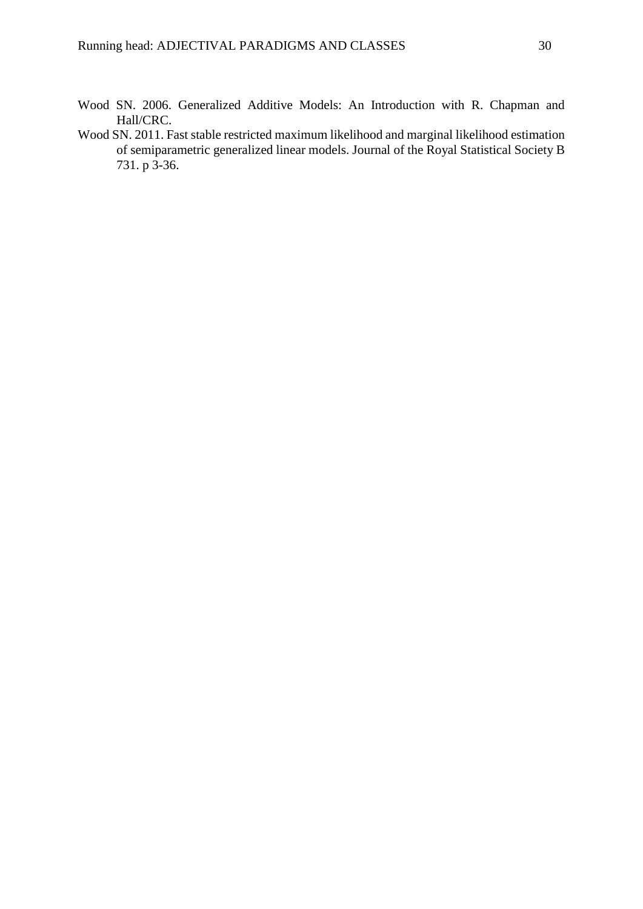Wood SN. 2006. Generalized Additive Models: An Introduction with R. Chapman and Hall/CRC.

Wood SN. 2011. Fast stable restricted maximum likelihood and marginal likelihood estimation of semiparametric generalized linear models. Journal of the Royal Statistical Society B 731. p 3-36.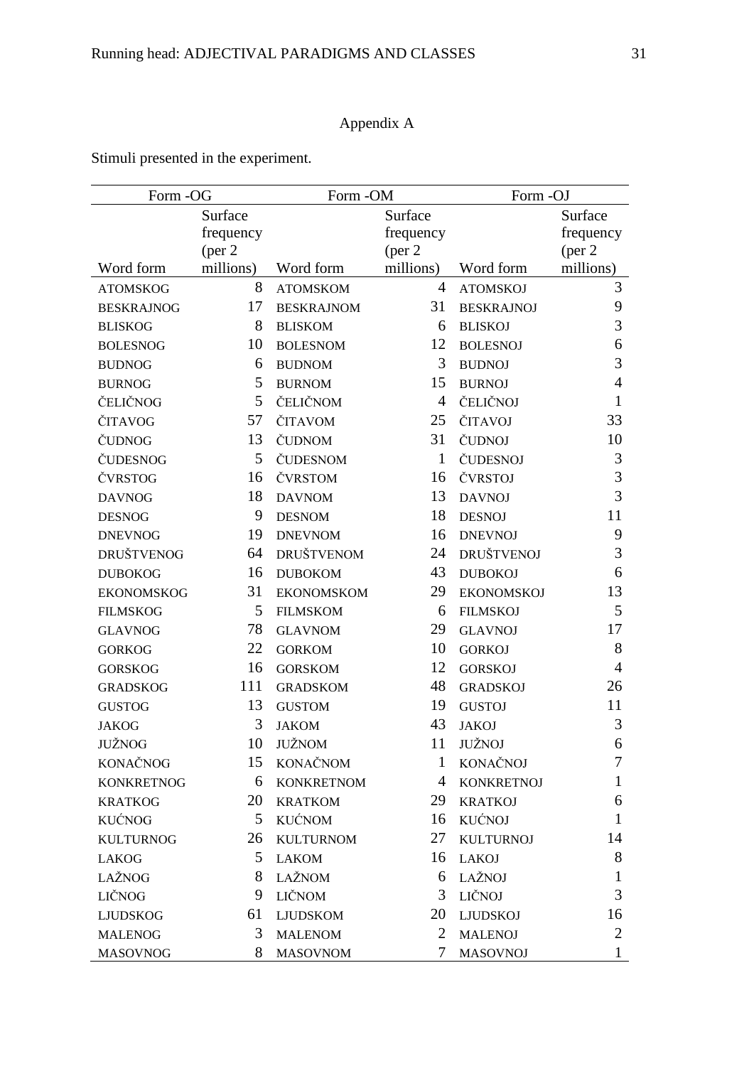# Appendix A

Stimuli presented in the experiment.

| Form -OG | | Form -OM | | Form -OJ | |
|---|---|---|---|---|---|
| Word form | Surface frequency (per 2 millions) | Word form | Surface frequency (per 2 millions) | Word form | Surface frequency (per 2 millions) |
| ATOMSKOG | 8 | ATOMSKOM | 4 | ATOMSKOJ | 3 |
| BESKRAJNOG | 17 | BESKRAJNOM | 31 | BESKRAJNOJ | 9 |
| BLISKOG | 8 | BLISKOM | 6 | BLISKOJ | 3 |
| BOLESNOG | 10 | BOLESNOM | 12 | BOLESNOJ | 6 |
| BUDNOG | 6 | BUDNOM | 3 | BUDNOJ | 3 |
| BURNOG | 5 | BURNOM | 15 | BURNOJ | 4 |
| ČELIČNOG | 5 | ČELIČNOM | 4 | ČELIČNOJ | 1 |
| ČITAVOG | 57 | ČITAVOM | 25 | ČITAVOJ | 33 |
| ČUDNOG | 13 | ČUDNOM | 31 | ČUDNOJ | 10 |
| ČUDESNOG | 5 | ČUDESNOM | 1 | ČUDESNOJ | 3 |
| ČVRSTOG | 16 | ČVRSTOM | 16 | ČVRSTOJ | 3 |
| DAVNOG | 18 | DAVNOM | 13 | DAVNOJ | 3 |
| DESNOG | 9 | DESNOM | 18 | DESNOJ | 11 |
| DNEVNOG | 19 | DNEVNOM | 16 | DNEVNOJ | 9 |
| DRUŠTVENOG | 64 | DRUŠTVENOM | 24 | DRUŠTVENOJ | 3 |
| DUBOKOG | 16 | DUBOKOM | 43 | DUBOKOJ | 6 |
| EKONOMSKOG | 31 | EKONOMSKOM | 29 | EKONOMSKOJ | 13 |
| FILMSKOG | 5 | FILMSKOM | 6 | FILMSKOJ | 5 |
| GLAVNOG | 78 | GLAVNOM | 29 | GLAVNOJ | 17 |
| GORKOG | 22 | GORKOM | 10 | GORKOJ | 8 |
| GORSKOG | 16 | GORSKOM | 12 | GORSKOJ | 4 |
| GRADSKOG | 111 | GRADSKOM | 48 | GRADSKOJ | 26 |
| GUSTOG | 13 | GUSTOM | 19 | GUSTOJ | 11 |
| JAKOG | 3 | JAKOM | 43 | JAKOJ | 3 |
| JUŽNOG | 10 | JUŽNOM | 11 | JUŽNOJ | 6 |
| KONAČNOG | 15 | KONAČNOM | 1 | KONAČNOJ | 7 |
| KONKRETNOG | 6 | KONKRETNOM | 4 | KONKRETNOJ | 1 |
| KRATKOG | 20 | KRATKOM | 29 | KRATKOJ | 6 |
| KUĆNOG | 5 | KUĆNOM | 16 | KUĆNOJ | 1 |
| KULTURNOG | 26 | KULTURNOM | 27 | KULTURNOJ | 14 |
| LAKOG | 5 | LAKOM | 16 | LAKOJ | 8 |
| LAŽNOG | 8 | LAŽNOM | 6 | LAŽNOJ | 1 |
| LIČNOG | 9 | LIČNOM | 3 | LIČNOJ | 3 |
| LJUDSKOG | 61 | LJUDSKOM | 20 | LJUDSKOJ | 16 |
| MALENOG | 3 | MALENOM | 2 | MALENOJ | 2 |
| MASOVNOG | 8 | MASOVNOM | 7 | MASOVNOJ | 1 |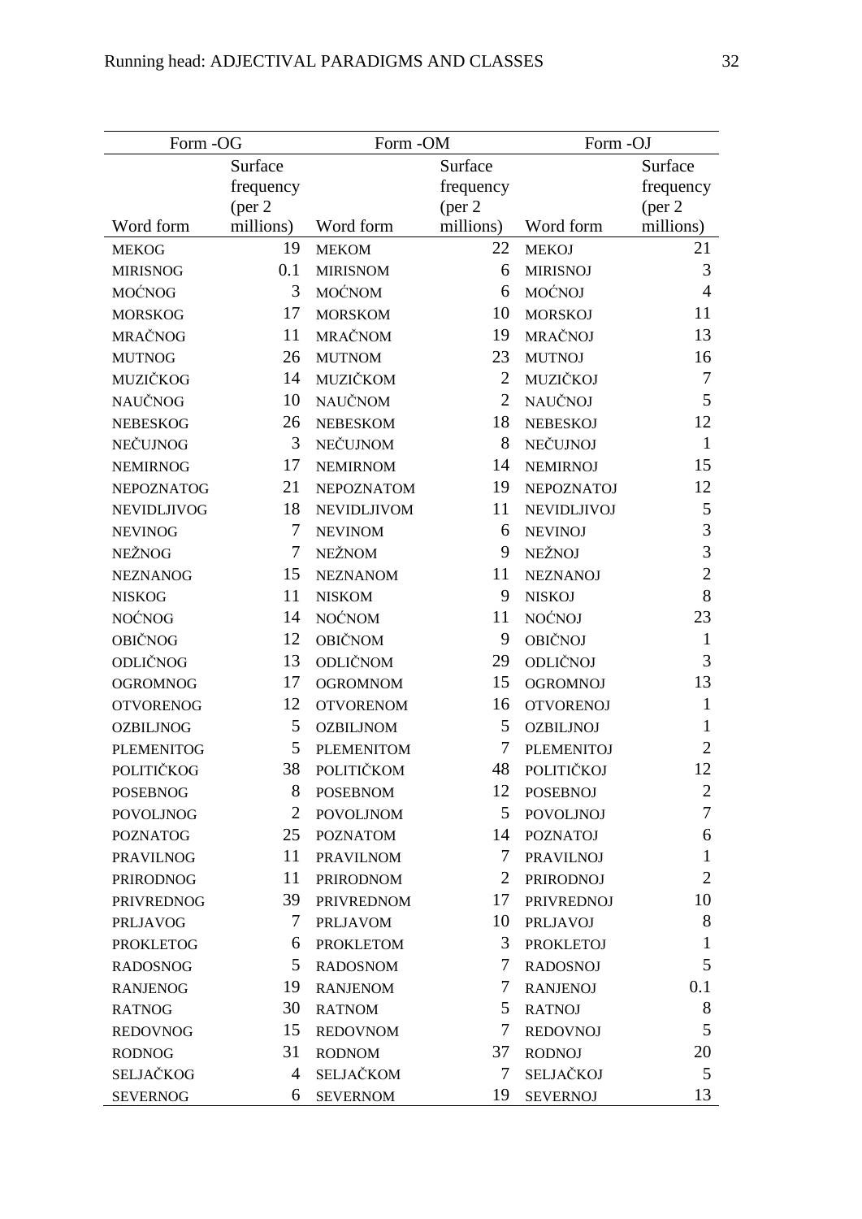| Form -OG | | Form -OM | | Form -OJ | |
|---|---|---|---|---|---|
| Word form | Surface frequency (per 2 millions) | Word form | Surface frequency (per 2 millions) | Word form | Surface frequency (per 2 millions) |
| MEKOG | 19 | MEKOM | 22 | MEKOJ | 21 |
| MIRISNOG | 0.1 | MIRISNOM | 6 | MIRISNOJ | 3 |
| MOĆNOG | 3 | MOĆNOM | 6 | MOĆNOJ | 4 |
| MORSKOG | 17 | MORSKOM | 10 | MORSKOJ | 11 |
| MRAČNOG | 11 | MRAČNOM | 19 | MRAČNOJ | 13 |
| MUTNOG | 26 | MUTNOM | 23 | MUTNOJ | 16 |
| MUZIČKOG | 14 | MUZIČKOM | 2 | MUZIČKOJ | 7 |
| NAUČNOG | 10 | NAUČNOM | 2 | NAUČNOJ | 5 |
| NEBESKOG | 26 | NEBESKOM | 18 | NEBESKOJ | 12 |
| NEČUJNOG | 3 | NEČUJNOM | 8 | NEČUJNOJ | 1 |
| NEMIRNOG | 17 | NEMIRNOM | 14 | NEMIRNOJ | 15 |
| NEPOZNATOG | 21 | NEPOZNATOM | 19 | NEPOZNATOJ | 12 |
| NEVIDLJIVOG | 18 | NEVIDLJIVOM | 11 | NEVIDLJIVOJ | 5 |
| NEVINOG | 7 | NEVINOM | 6 | NEVINOJ | 3 |
| NEŽNOG | 7 | NEŽNOM | 9 | NEŽNOJ | 3 |
| NEZNANOG | 15 | NEZNANOM | 11 | NEZNANOJ | 2 |
| NISKOG | 11 | NISKOM | 9 | NISKOJ | 8 |
| NOĆNOG | 14 | NOĆNOM | 11 | NOĆNOJ | 23 |
| OBIČNOG | 12 | OBIČNOM | 9 | OBIČNOJ | 1 |
| ODLIČNOG | 13 | ODLIČNOM | 29 | ODLIČNOJ | 3 |
| OGROMNOG | 17 | OGROMNOM | 15 | OGROMNOJ | 13 |
| OTVORENOG | 12 | OTVORENOM | 16 | OTVORENOJ | 1 |
| OZBILJNOG | 5 | OZBILJNOM | 5 | OZBILJNOJ | 1 |
| PLEMENITOG | 5 | PLEMENITOM | 7 | PLEMENITOJ | 2 |
| POLITIČKOG | 38 | POLITIČKOM | 48 | POLITIČKOJ | 12 |
| POSEBNOG | 8 | POSEBNOM | 12 | POSEBNOJ | 2 |
| POVOLJNOG | 2 | POVOLJNOM | 5 | POVOLJNOJ | 7 |
| POZNATOG | 25 | POZNATOM | 14 | POZNATOJ | 6 |
| PRAVILNOG | 11 | PRAVILNOM | 7 | PRAVILNOJ | 1 |
| PRIRODNOG | 11 | PRIRODNOM | 2 | PRIRODNOJ | 2 |
| PRIVREDNOG | 39 | PRIVREDNOM | 17 | PRIVREDNOJ | 10 |
| PRLJAVOG | 7 | PRLJAVOM | 10 | PRLJAVOJ | 8 |
| PROKLETOG | 6 | PROKLETOM | 3 | PROKLETOJ | 1 |
| RADOSNOG | 5 | RADOSNOM | 7 | RADOSNOJ | 5 |
| RANJENOG | 19 | RANJENOM | 7 | RANJENOJ | 0.1 |
| RATNOG | 30 | RATNOM | 5 | RATNOJ | 8 |
| REDOVNOG | 15 | REDOVNOM | 7 | REDOVNOJ | 5 |
| RODNOG | 31 | RODNOM | 37 | RODNOJ | 20 |
| SELJAČKOG | 4 | SELJAČKOM | 7 | SELJAČKOJ | 5 |
| SEVERNOG | 6 | SEVERNOM | 19 | SEVERNOJ | 13 |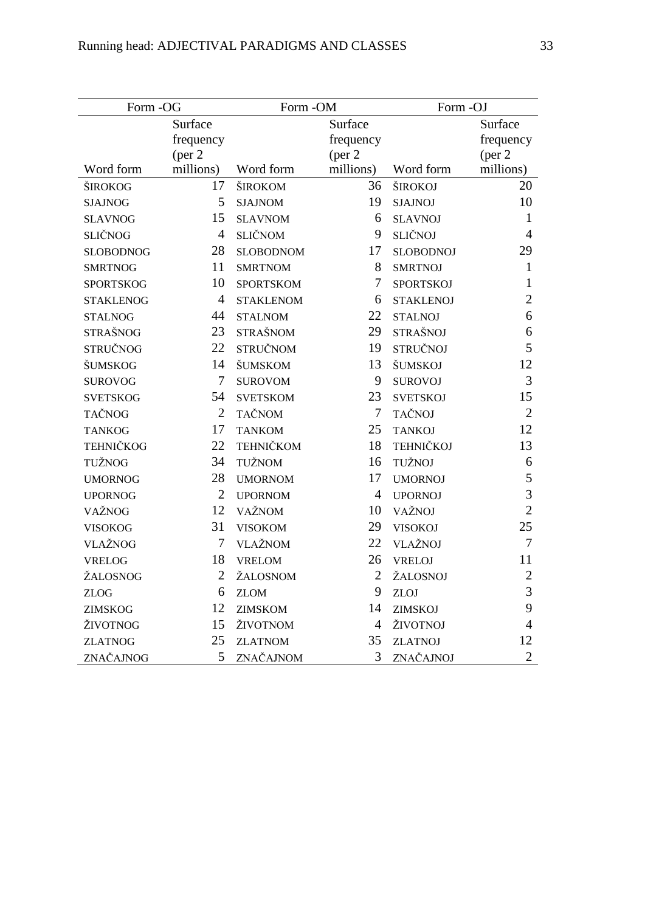| Form -OG | | Form -OM | | Form -OJ | |
|---|---|---|---|---|---|
| Word form | Surface frequency (per 2 millions) | Word form | Surface frequency (per 2 millions) | Word form | Surface frequency (per 2 millions) |
| ŠIROKOG | 17 | ŠIROKOM | 36 | ŠIROKOJ | 20 |
| SJAJNOG | 5 | SJAJNOM | 19 | SJAJNOJ | 10 |
| SLAVNOG | 15 | SLAVNOM | 6 | SLAVNOJ | 1 |
| SLIČNOG | 4 | SLIČNOM | 9 | SLIČNOJ | 4 |
| SLOBODNOG | 28 | SLOBODNOM | 17 | SLOBODNOJ | 29 |
| SMRTNOG | 11 | SMRTNOM | 8 | SMRTNOJ | 1 |
| SPORTSKOG | 10 | SPORTSKOM | 7 | SPORTSKOJ | 1 |
| STAKLENOG | 4 | STAKLENOM | 6 | STAKLENOJ | 2 |
| STALNOG | 44 | STALNOM | 22 | STALNOJ | 6 |
| STRAŠNOG | 23 | STRAŠNOM | 29 | STRAŠNOJ | 6 |
| STRUČNOG | 22 | STRUČNOM | 19 | STRUČNOJ | 5 |
| ŠUMSKOG | 14 | ŠUMSKOM | 13 | ŠUMSKOJ | 12 |
| SUROVOG | 7 | SUROVOM | 9 | SUROVOJ | 3 |
| SVETSKOG | 54 | SVETSKOM | 23 | SVETSKOJ | 15 |
| TAČNOG | 2 | TAČNOM | 7 | TAČNOJ | 2 |
| TANKOG | 17 | TANKOM | 25 | TANKOJ | 12 |
| TEHNIČKOG | 22 | TEHNIČKOM | 18 | TEHNIČKOJ | 13 |
| TUŽNOG | 34 | TUŽNOM | 16 | TUŽNOJ | 6 |
| UMORNOG | 28 | UMORNOM | 17 | UMORNOJ | 5 |
| UPORNOG | 2 | UPORNOM | 4 | UPORNOJ | 3 |
| VAŽNOG | 12 | VAŽNOM | 10 | VAŽNOJ | 2 |
| VISOKOG | 31 | VISOKOM | 29 | VISOKOJ | 25 |
| VLAŽNOG | 7 | VLAŽNOM | 22 | VLAŽNOJ | 7 |
| VRELOG | 18 | VRELOM | 26 | VRELOJ | 11 |
| ŽALOSNOG | 2 | ŽALOSNOM | 2 | ŽALOSNOJ | 2 |
| ZLOG | 6 | ZLOM | 9 | ZLOJ | 3 |
| ZIMSKOG | 12 | ZIMSKOM | 14 | ZIMSKOJ | 9 |
| ŽIVOTNOG | 15 | ŽIVOTNOM | 4 | ŽIVOTNOJ | 4 |
| ZLATNOG | 25 | ZLATNOM | 35 | ZLATNOJ | 12 |
| ZNAČAJNOG | 5 | ZNAČAJNOM | 3 | ZNAČAJNOJ | 2 |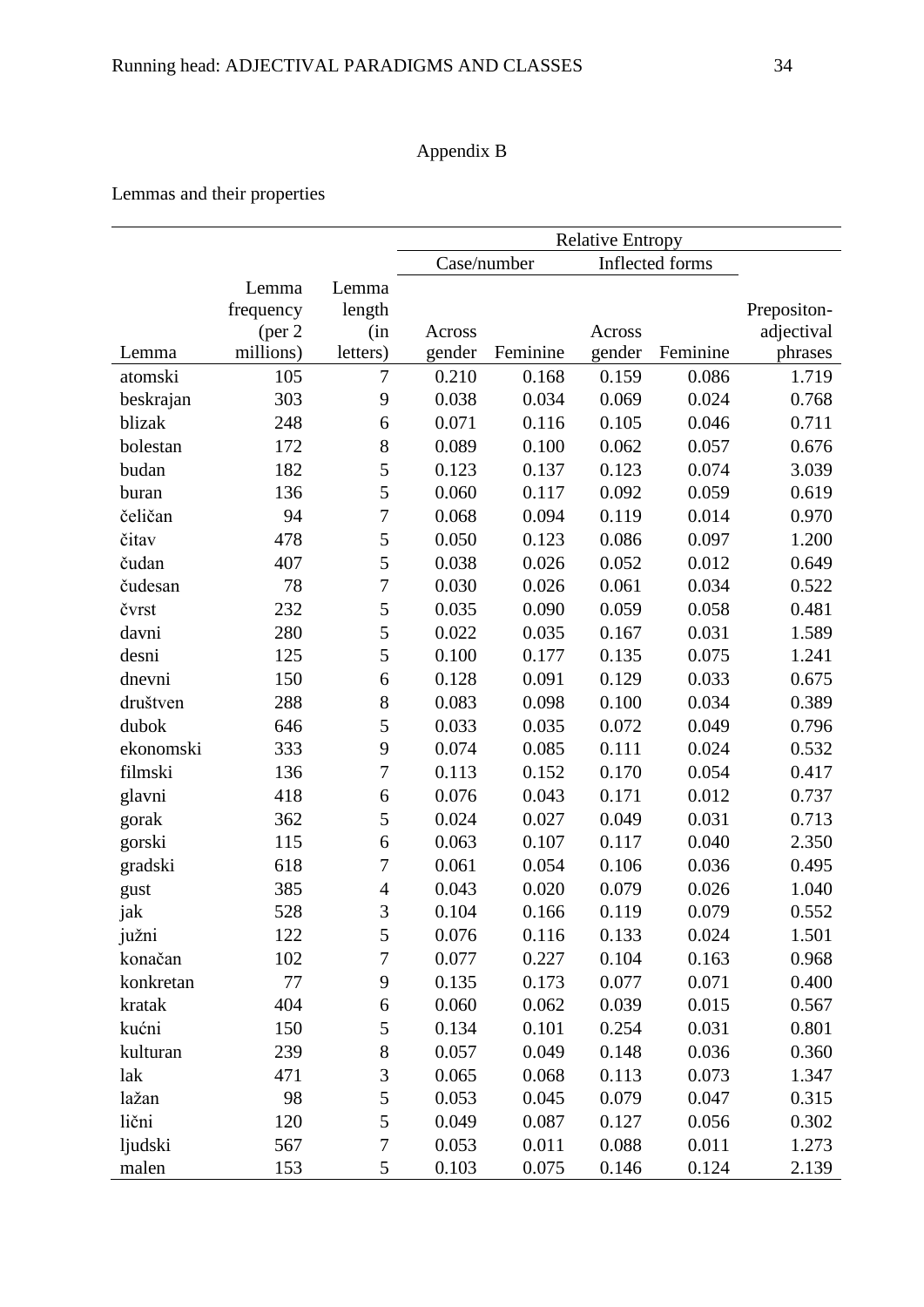## Appendix B

Lemmas and their properties

| | | | Relative Entropy | | | | |
|---|---|---|---|---|---|---|---|
| | | | Case/number | | Inflected forms | | |
| Lemma | Lemma frequency (per 2 millions) | Lemma length (in letters) | Across gender | Feminine | Across gender | Feminine | Prepositon-adjectival phrases |
| atomski | 105 | 7 | 0.210 | 0.168 | 0.159 | 0.086 | 1.719 |
| beskrajan | 303 | 9 | 0.038 | 0.034 | 0.069 | 0.024 | 0.768 |
| blizak | 248 | 6 | 0.071 | 0.116 | 0.105 | 0.046 | 0.711 |
| bolestan | 172 | 8 | 0.089 | 0.100 | 0.062 | 0.057 | 0.676 |
| budan | 182 | 5 | 0.123 | 0.137 | 0.123 | 0.074 | 3.039 |
| buran | 136 | 5 | 0.060 | 0.117 | 0.092 | 0.059 | 0.619 |
| čeličan | 94 | 7 | 0.068 | 0.094 | 0.119 | 0.014 | 0.970 |
| čitav | 478 | 5 | 0.050 | 0.123 | 0.086 | 0.097 | 1.200 |
| čudan | 407 | 5 | 0.038 | 0.026 | 0.052 | 0.012 | 0.649 |
| čudesan | 78 | 7 | 0.030 | 0.026 | 0.061 | 0.034 | 0.522 |
| čvrst | 232 | 5 | 0.035 | 0.090 | 0.059 | 0.058 | 0.481 |
| davni | 280 | 5 | 0.022 | 0.035 | 0.167 | 0.031 | 1.589 |
| desni | 125 | 5 | 0.100 | 0.177 | 0.135 | 0.075 | 1.241 |
| dnevni | 150 | 6 | 0.128 | 0.091 | 0.129 | 0.033 | 0.675 |
| društven | 288 | 8 | 0.083 | 0.098 | 0.100 | 0.034 | 0.389 |
| dubok | 646 | 5 | 0.033 | 0.035 | 0.072 | 0.049 | 0.796 |
| ekonomski | 333 | 9 | 0.074 | 0.085 | 0.111 | 0.024 | 0.532 |
| filmski | 136 | 7 | 0.113 | 0.152 | 0.170 | 0.054 | 0.417 |
| glavni | 418 | 6 | 0.076 | 0.043 | 0.171 | 0.012 | 0.737 |
| gorak | 362 | 5 | 0.024 | 0.027 | 0.049 | 0.031 | 0.713 |
| gorski | 115 | 6 | 0.063 | 0.107 | 0.117 | 0.040 | 2.350 |
| gradski | 618 | 7 | 0.061 | 0.054 | 0.106 | 0.036 | 0.495 |
| gust | 385 | 4 | 0.043 | 0.020 | 0.079 | 0.026 | 1.040 |
| jak | 528 | 3 | 0.104 | 0.166 | 0.119 | 0.079 | 0.552 |
| južni | 122 | 5 | 0.076 | 0.116 | 0.133 | 0.024 | 1.501 |
| konačan | 102 | 7 | 0.077 | 0.227 | 0.104 | 0.163 | 0.968 |
| konkretan | 77 | 9 | 0.135 | 0.173 | 0.077 | 0.071 | 0.400 |
| kratak | 404 | 6 | 0.060 | 0.062 | 0.039 | 0.015 | 0.567 |
| kućni | 150 | 5 | 0.134 | 0.101 | 0.254 | 0.031 | 0.801 |
| kulturan | 239 | 8 | 0.057 | 0.049 | 0.148 | 0.036 | 0.360 |
| lak | 471 | 3 | 0.065 | 0.068 | 0.113 | 0.073 | 1.347 |
| lažan | 98 | 5 | 0.053 | 0.045 | 0.079 | 0.047 | 0.315 |
| lični | 120 | 5 | 0.049 | 0.087 | 0.127 | 0.056 | 0.302 |
| ljudski | 567 | 7 | 0.053 | 0.011 | 0.088 | 0.011 | 1.273 |
| malen | 153 | 5 | 0.103 | 0.075 | 0.146 | 0.124 | 2.139 |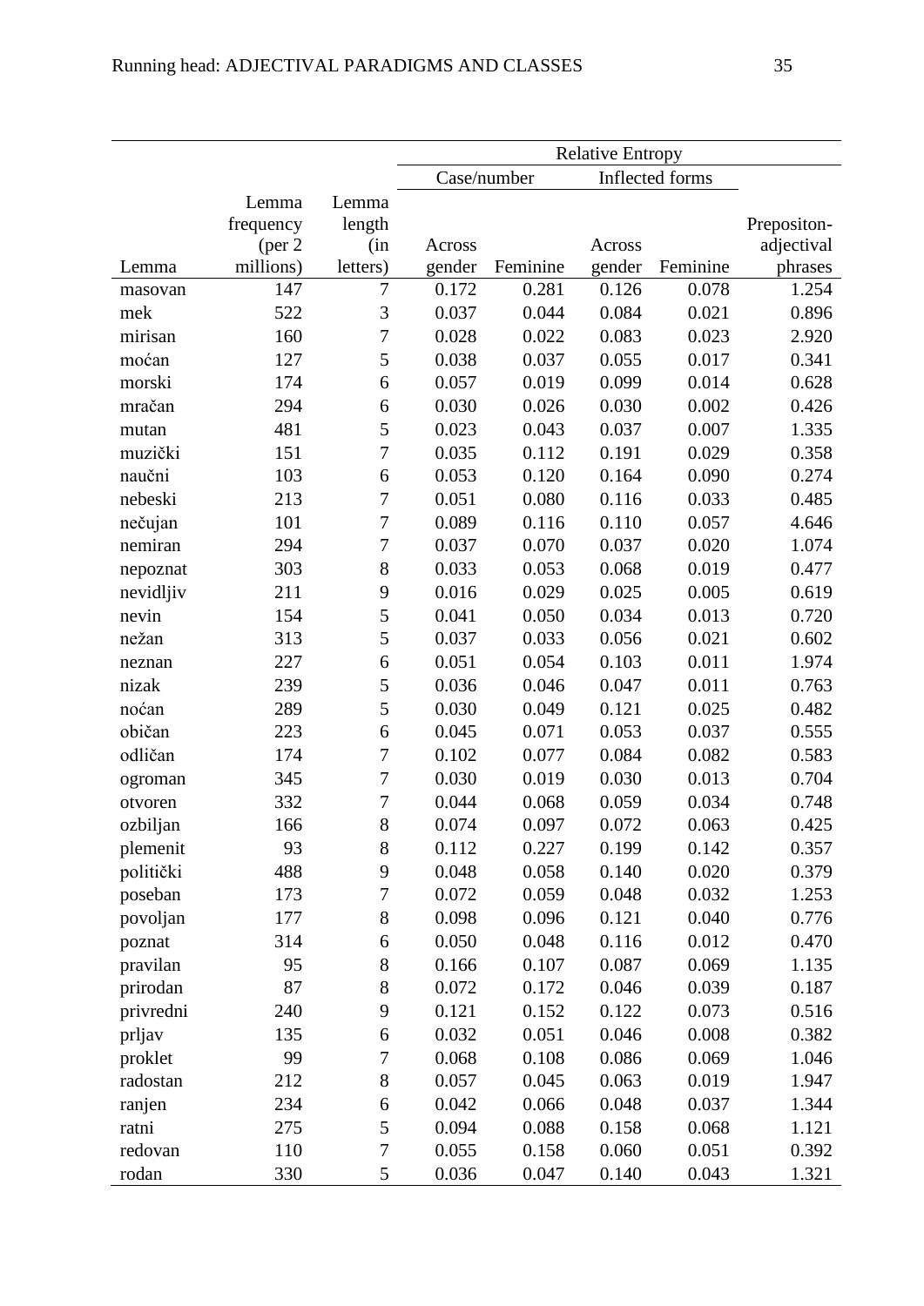| Lemma | Lemma frequency (per 2 millions) | Lemma length (in letters) | Relative Entropy | | | | |
|---|---|---|---|---|---|---|---|
| | | | Case/number | | Inflected forms | | |
| | | | Across gender | Feminine | Across gender | Feminine | Prepositon-adjectival phrases |
| masovan | 147 | 7 | 0.172 | 0.281 | 0.126 | 0.078 | 1.254 |
| mek | 522 | 3 | 0.037 | 0.044 | 0.084 | 0.021 | 0.896 |
| mirisan | 160 | 7 | 0.028 | 0.022 | 0.083 | 0.023 | 2.920 |
| moćan | 127 | 5 | 0.038 | 0.037 | 0.055 | 0.017 | 0.341 |
| morski | 174 | 6 | 0.057 | 0.019 | 0.099 | 0.014 | 0.628 |
| mračan | 294 | 6 | 0.030 | 0.026 | 0.030 | 0.002 | 0.426 |
| mutan | 481 | 5 | 0.023 | 0.043 | 0.037 | 0.007 | 1.335 |
| muzički | 151 | 7 | 0.035 | 0.112 | 0.191 | 0.029 | 0.358 |
| naučni | 103 | 6 | 0.053 | 0.120 | 0.164 | 0.090 | 0.274 |
| nebeski | 213 | 7 | 0.051 | 0.080 | 0.116 | 0.033 | 0.485 |
| nečujan | 101 | 7 | 0.089 | 0.116 | 0.110 | 0.057 | 4.646 |
| nemiran | 294 | 7 | 0.037 | 0.070 | 0.037 | 0.020 | 1.074 |
| nepoznat | 303 | 8 | 0.033 | 0.053 | 0.068 | 0.019 | 0.477 |
| nevidljiv | 211 | 9 | 0.016 | 0.029 | 0.025 | 0.005 | 0.619 |
| nevin | 154 | 5 | 0.041 | 0.050 | 0.034 | 0.013 | 0.720 |
| nežan | 313 | 5 | 0.037 | 0.033 | 0.056 | 0.021 | 0.602 |
| neznan | 227 | 6 | 0.051 | 0.054 | 0.103 | 0.011 | 1.974 |
| nizak | 239 | 5 | 0.036 | 0.046 | 0.047 | 0.011 | 0.763 |
| noćan | 289 | 5 | 0.030 | 0.049 | 0.121 | 0.025 | 0.482 |
| običan | 223 | 6 | 0.045 | 0.071 | 0.053 | 0.037 | 0.555 |
| odličan | 174 | 7 | 0.102 | 0.077 | 0.084 | 0.082 | 0.583 |
| ogroman | 345 | 7 | 0.030 | 0.019 | 0.030 | 0.013 | 0.704 |
| otvoren | 332 | 7 | 0.044 | 0.068 | 0.059 | 0.034 | 0.748 |
| ozbiljan | 166 | 8 | 0.074 | 0.097 | 0.072 | 0.063 | 0.425 |
| plemenit | 93 | 8 | 0.112 | 0.227 | 0.199 | 0.142 | 0.357 |
| politički | 488 | 9 | 0.048 | 0.058 | 0.140 | 0.020 | 0.379 |
| poseban | 173 | 7 | 0.072 | 0.059 | 0.048 | 0.032 | 1.253 |
| povoljan | 177 | 8 | 0.098 | 0.096 | 0.121 | 0.040 | 0.776 |
| poznat | 314 | 6 | 0.050 | 0.048 | 0.116 | 0.012 | 0.470 |
| pravilan | 95 | 8 | 0.166 | 0.107 | 0.087 | 0.069 | 1.135 |
| prirodan | 87 | 8 | 0.072 | 0.172 | 0.046 | 0.039 | 0.187 |
| privredni | 240 | 9 | 0.121 | 0.152 | 0.122 | 0.073 | 0.516 |
| prljav | 135 | 6 | 0.032 | 0.051 | 0.046 | 0.008 | 0.382 |
| proklet | 99 | 7 | 0.068 | 0.108 | 0.086 | 0.069 | 1.046 |
| radostan | 212 | 8 | 0.057 | 0.045 | 0.063 | 0.019 | 1.947 |
| ranjen | 234 | 6 | 0.042 | 0.066 | 0.048 | 0.037 | 1.344 |
| ratni | 275 | 5 | 0.094 | 0.088 | 0.158 | 0.068 | 1.121 |
| redovan | 110 | 7 | 0.055 | 0.158 | 0.060 | 0.051 | 0.392 |
| rodan | 330 | 5 | 0.036 | 0.047 | 0.140 | 0.043 | 1.321 |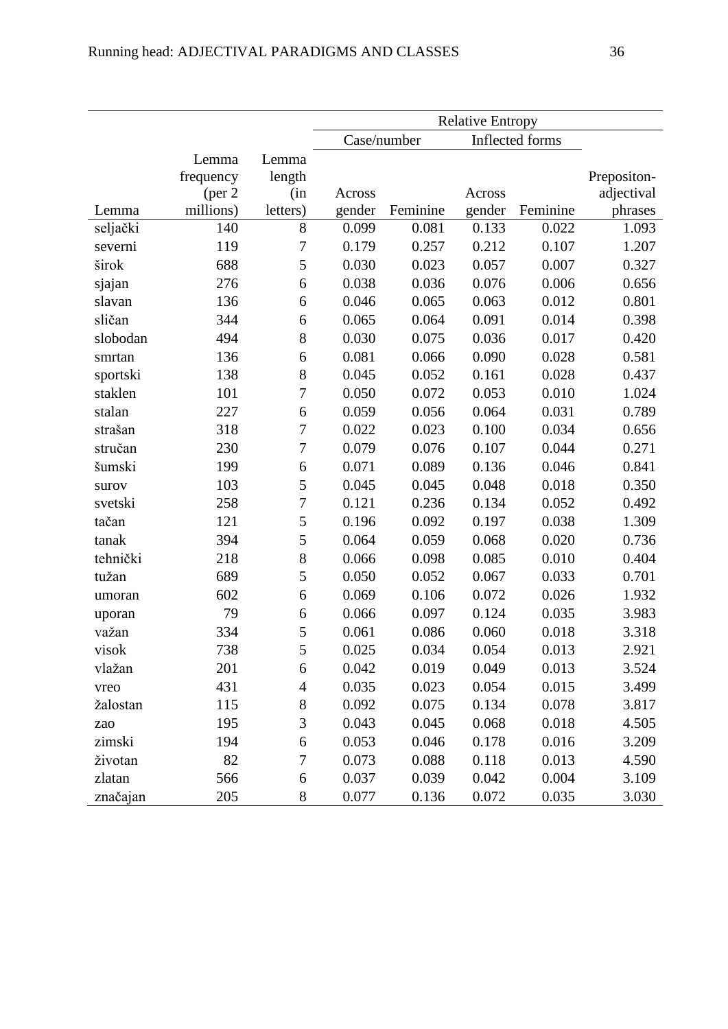| | | | Relative Entropy | | | | |
|---|---|---|---|---|---|---|---|
| | | | Case/number | | Inflected forms | | |
| Lemma | Lemma frequency (per 2 millions) | Lemma length (in letters) | Across gender | Feminine | Across gender | Feminine | Prepositon-adjectival phrases |
| seljački | 140 | 8 | 0.099 | 0.081 | 0.133 | 0.022 | 1.093 |
| severni | 119 | 7 | 0.179 | 0.257 | 0.212 | 0.107 | 1.207 |
| širok | 688 | 5 | 0.030 | 0.023 | 0.057 | 0.007 | 0.327 |
| sjajan | 276 | 6 | 0.038 | 0.036 | 0.076 | 0.006 | 0.656 |
| slavan | 136 | 6 | 0.046 | 0.065 | 0.063 | 0.012 | 0.801 |
| sličan | 344 | 6 | 0.065 | 0.064 | 0.091 | 0.014 | 0.398 |
| slobodan | 494 | 8 | 0.030 | 0.075 | 0.036 | 0.017 | 0.420 |
| smrtan | 136 | 6 | 0.081 | 0.066 | 0.090 | 0.028 | 0.581 |
| sportski | 138 | 8 | 0.045 | 0.052 | 0.161 | 0.028 | 0.437 |
| staklen | 101 | 7 | 0.050 | 0.072 | 0.053 | 0.010 | 1.024 |
| stalan | 227 | 6 | 0.059 | 0.056 | 0.064 | 0.031 | 0.789 |
| strašan | 318 | 7 | 0.022 | 0.023 | 0.100 | 0.034 | 0.656 |
| stručan | 230 | 7 | 0.079 | 0.076 | 0.107 | 0.044 | 0.271 |
| šumski | 199 | 6 | 0.071 | 0.089 | 0.136 | 0.046 | 0.841 |
| surov | 103 | 5 | 0.045 | 0.045 | 0.048 | 0.018 | 0.350 |
| svetski | 258 | 7 | 0.121 | 0.236 | 0.134 | 0.052 | 0.492 |
| tačan | 121 | 5 | 0.196 | 0.092 | 0.197 | 0.038 | 1.309 |
| tanak | 394 | 5 | 0.064 | 0.059 | 0.068 | 0.020 | 0.736 |
| tehnički | 218 | 8 | 0.066 | 0.098 | 0.085 | 0.010 | 0.404 |
| tužan | 689 | 5 | 0.050 | 0.052 | 0.067 | 0.033 | 0.701 |
| umoran | 602 | 6 | 0.069 | 0.106 | 0.072 | 0.026 | 1.932 |
| uporan | 79 | 6 | 0.066 | 0.097 | 0.124 | 0.035 | 3.983 |
| važan | 334 | 5 | 0.061 | 0.086 | 0.060 | 0.018 | 3.318 |
| visok | 738 | 5 | 0.025 | 0.034 | 0.054 | 0.013 | 2.921 |
| vlažan | 201 | 6 | 0.042 | 0.019 | 0.049 | 0.013 | 3.524 |
| vreo | 431 | 4 | 0.035 | 0.023 | 0.054 | 0.015 | 3.499 |
| žalostan | 115 | 8 | 0.092 | 0.075 | 0.134 | 0.078 | 3.817 |
| zao | 195 | 3 | 0.043 | 0.045 | 0.068 | 0.018 | 4.505 |
| zimski | 194 | 6 | 0.053 | 0.046 | 0.178 | 0.016 | 3.209 |
| životan | 82 | 7 | 0.073 | 0.088 | 0.118 | 0.013 | 4.590 |
| zlatan | 566 | 6 | 0.037 | 0.039 | 0.042 | 0.004 | 3.109 |
| značajan | 205 | 8 | 0.077 | 0.136 | 0.072 | 0.035 | 3.030 |